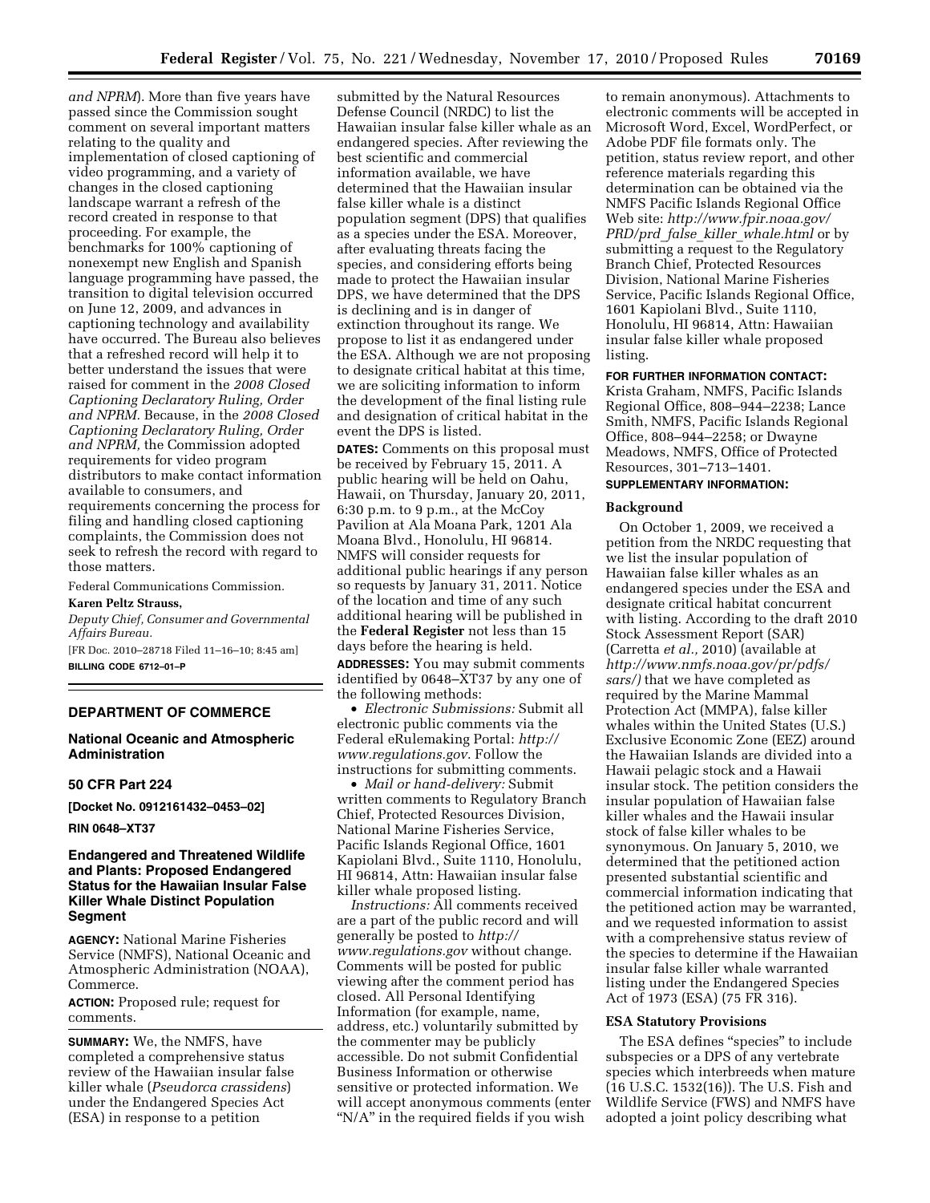*and NPRM*). More than five years have passed since the Commission sought comment on several important matters relating to the quality and implementation of closed captioning of video programming, and a variety of changes in the closed captioning landscape warrant a refresh of the record created in response to that proceeding. For example, the benchmarks for 100% captioning of nonexempt new English and Spanish language programming have passed, the transition to digital television occurred on June 12, 2009, and advances in captioning technology and availability have occurred. The Bureau also believes that a refreshed record will help it to better understand the issues that were raised for comment in the *2008 Closed Captioning Declaratory Ruling, Order and NPRM.* Because, in the *2008 Closed Captioning Declaratory Ruling, Order and NPRM,* the Commission adopted requirements for video program distributors to make contact information available to consumers, and requirements concerning the process for filing and handling closed captioning complaints, the Commission does not seek to refresh the record with regard to those matters.

Federal Communications Commission.

**Karen Peltz Strauss,**

*Deputy Chief, Consumer and Governmental Affairs Bureau.*

[FR Doc. 2010–28718 Filed 11–16–10; 8:45 am]

**BILLING CODE 6712–01–P**

---

## DEPARTMENT OF COMMERCE

### National Oceanic and Atmospheric Administration

### 50 CFR Part 224

**[Docket No. 0912161432–0453–02]**

**RIN 0648–XT37**

### Endangered and Threatened Wildlife and Plants: Proposed Endangered Status for the Hawaiian Insular False Killer Whale Distinct Population Segment

**AGENCY:** National Marine Fisheries Service (NMFS), National Oceanic and Atmospheric Administration (NOAA), Commerce.

**ACTION:** Proposed rule; request for comments.

**SUMMARY:** We, the NMFS, have completed a comprehensive status review of the Hawaiian insular false killer whale (*Pseudorca crassidens*) under the Endangered Species Act (ESA) in response to a petition submitted by the Natural Resources Defense Council (NRDC) to list the Hawaiian insular false killer whale as an endangered species. After reviewing the best scientific and commercial information available, we have determined that the Hawaiian insular false killer whale is a distinct population segment (DPS) that qualifies as a species under the ESA. Moreover, after evaluating threats facing the species, and considering efforts being made to protect the Hawaiian insular DPS, we have determined that the DPS is declining and is in danger of extinction throughout its range. We propose to list it as endangered under the ESA. Although we are not proposing to designate critical habitat at this time, we are soliciting information to inform the development of the final listing rule and designation of critical habitat in the event the DPS is listed.

**DATES:** Comments on this proposal must be received by February 15, 2011. A public hearing will be held on Oahu, Hawaii, on Thursday, January 20, 2011, 6:30 p.m. to 9 p.m., at the McCoy Pavilion at Ala Moana Park, 1201 Ala Moana Blvd., Honolulu, HI 96814. NMFS will consider requests for additional public hearings if any person so requests by January 31, 2011. Notice of the location and time of any such additional hearing will be published in the **Federal Register** not less than 15 days before the hearing is held.

**ADDRESSES:** You may submit comments identified by 0648–XT37 by any one of the following methods:

- *Electronic Submissions:* Submit all electronic public comments via the Federal eRulemaking Portal: *http://www.regulations.gov*. Follow the instructions for submitting comments.
- *Mail or hand-delivery:* Submit written comments to Regulatory Branch Chief, Protected Resources Division, National Marine Fisheries Service, Pacific Islands Regional Office, 1601 Kapiolani Blvd., Suite 1110, Honolulu, HI 96814, Attn: Hawaiian insular false killer whale proposed listing.

*Instructions:* All comments received are a part of the public record and will generally be posted to *http://www.regulations.gov* without change. Comments will be posted for public viewing after the comment period has closed. All Personal Identifying Information (for example, name, address, etc.) voluntarily submitted by the commenter may be publicly accessible. Do not submit Confidential Business Information or otherwise sensitive or protected information. We will accept anonymous comments (enter "N/A" in the required fields if you wish to remain anonymous). Attachments to electronic comments will be accepted in Microsoft Word, Excel, WordPerfect, or Adobe PDF file formats only. The petition, status review report, and other reference materials regarding this determination can be obtained via the NMFS Pacific Islands Regional Office Web site: *http://www.fpir.noaa.gov/PRD/prd_false_killer_whale.html* or by submitting a request to the Regulatory Branch Chief, Protected Resources Division, National Marine Fisheries Service, Pacific Islands Regional Office, 1601 Kapiolani Blvd., Suite 1110, Honolulu, HI 96814, Attn: Hawaiian insular false killer whale proposed listing.

**FOR FURTHER INFORMATION CONTACT:** Krista Graham, NMFS, Pacific Islands Regional Office, 808–944–2238; Lance Smith, NMFS, Pacific Islands Regional Office, 808–944–2258; or Dwayne Meadows, NMFS, Office of Protected Resources, 301–713–1401.

**SUPPLEMENTARY INFORMATION:**

#### Background

On October 1, 2009, we received a petition from the NRDC requesting that we list the insular population of Hawaiian false killer whales as an endangered species under the ESA and designate critical habitat concurrent with listing. According to the draft 2010 Stock Assessment Report (SAR) (Carretta *et al.,* 2010) (available at *http://www.nmfs.noaa.gov/pr/pdfs/sars/*) that we have completed as required by the Marine Mammal Protection Act (MMPA), false killer whales within the United States (U.S.) Exclusive Economic Zone (EEZ) around the Hawaiian Islands are divided into a Hawaii pelagic stock and a Hawaii insular stock. The petition considers the insular population of Hawaiian false killer whales and the Hawaii insular stock of false killer whales to be synonymous. On January 5, 2010, we determined that the petitioned action presented substantial scientific and commercial information indicating that the petitioned action may be warranted, and we requested information to assist with a comprehensive status review of the species to determine if the Hawaiian insular false killer whale warranted listing under the Endangered Species Act of 1973 (ESA) (75 FR 316).

#### ESA Statutory Provisions

The ESA defines "species" to include subspecies or a DPS of any vertebrate species which interbreeds when mature (16 U.S.C. 1532(16)). The U.S. Fish and Wildlife Service (FWS) and NMFS have adopted a joint policy describing what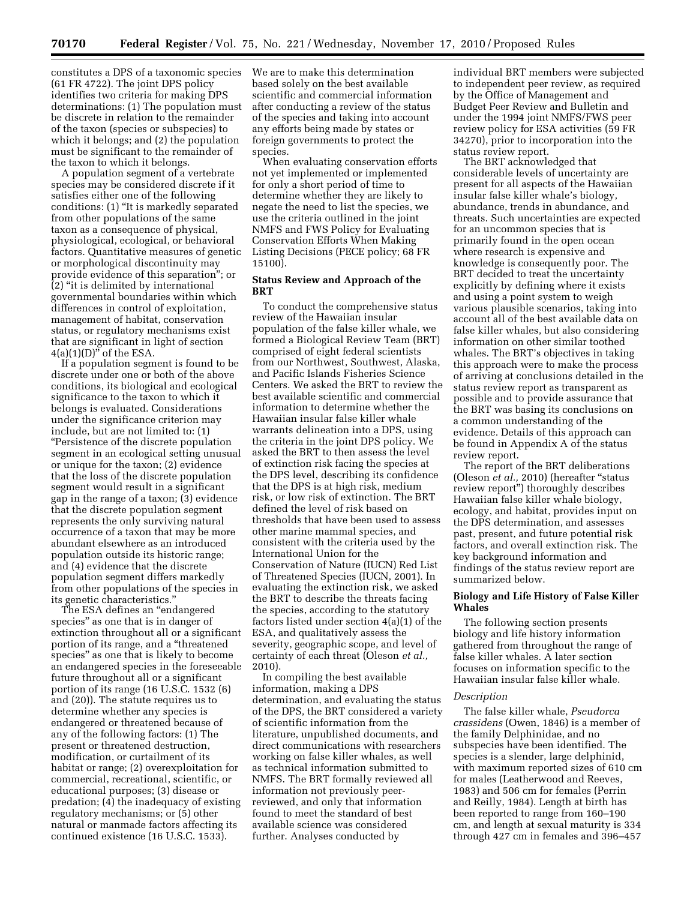constitutes a DPS of a taxonomic species (61 FR 4722). The joint DPS policy identifies two criteria for making DPS determinations: (1) The population must be discrete in relation to the remainder of the taxon (species or subspecies) to which it belongs; and (2) the population must be significant to the remainder of the taxon to which it belongs.

A population segment of a vertebrate species may be considered discrete if it satisfies either one of the following conditions: (1) "It is markedly separated from other populations of the same taxon as a consequence of physical, physiological, ecological, or behavioral factors. Quantitative measures of genetic or morphological discontinuity may provide evidence of this separation"; or (2) "it is delimited by international governmental boundaries within which differences in control of exploitation, management of habitat, conservation status, or regulatory mechanisms exist that are significant in light of section 4(a)(1)(D)" of the ESA.

If a population segment is found to be discrete under one or both of the above conditions, its biological and ecological significance to the taxon to which it belongs is evaluated. Considerations under the significance criterion may include, but are not limited to: (1) "Persistence of the discrete population segment in an ecological setting unusual or unique for the taxon; (2) evidence that the loss of the discrete population segment would result in a significant gap in the range of a taxon; (3) evidence that the discrete population segment represents the only surviving natural occurrence of a taxon that may be more abundant elsewhere as an introduced population outside its historic range; and (4) evidence that the discrete population segment differs markedly from other populations of the species in its genetic characteristics."

The ESA defines an "endangered species" as one that is in danger of extinction throughout all or a significant portion of its range, and a "threatened species" as one that is likely to become an endangered species in the foreseeable future throughout all or a significant portion of its range (16 U.S.C. 1532 (6) and (20)). The statute requires us to determine whether any species is endangered or threatened because of any of the following factors: (1) The present or threatened destruction, modification, or curtailment of its habitat or range; (2) overexploitation for commercial, recreational, scientific, or educational purposes; (3) disease or predation; (4) the inadequacy of existing regulatory mechanisms; or (5) other natural or manmade factors affecting its continued existence (16 U.S.C. 1533).

We are to make this determination based solely on the best available scientific and commercial information after conducting a review of the status of the species and taking into account any efforts being made by states or foreign governments to protect the species.

When evaluating conservation efforts not yet implemented or implemented for only a short period of time to determine whether they are likely to negate the need to list the species, we use the criteria outlined in the joint NMFS and FWS Policy for Evaluating Conservation Efforts When Making Listing Decisions (PECE policy; 68 FR 15100).

## Status Review and Approach of the BRT

To conduct the comprehensive status review of the Hawaiian insular population of the false killer whale, we formed a Biological Review Team (BRT) comprised of eight federal scientists from our Northwest, Southwest, Alaska, and Pacific Islands Fisheries Science Centers. We asked the BRT to review the best available scientific and commercial information to determine whether the Hawaiian insular false killer whale warrants delineation into a DPS, using the criteria in the joint DPS policy. We asked the BRT to then assess the level of extinction risk facing the species at the DPS level, describing its confidence that the DPS is at high risk, medium risk, or low risk of extinction. The BRT defined the level of risk based on thresholds that have been used to assess other marine mammal species, and consistent with the criteria used by the International Union for the Conservation of Nature (IUCN) Red List of Threatened Species (IUCN, 2001). In evaluating the extinction risk, we asked the BRT to describe the threats facing the species, according to the statutory factors listed under section 4(a)(1) of the ESA, and qualitatively assess the severity, geographic scope, and level of certainty of each threat (Oleson *et al.,* 2010).

In compiling the best available information, making a DPS determination, and evaluating the status of the DPS, the BRT considered a variety of scientific information from the literature, unpublished documents, and direct communications with researchers working on false killer whales, as well as technical information submitted to NMFS. The BRT formally reviewed all information not previously peer-reviewed, and only that information found to meet the standard of best available science was considered further. Analyses conducted by individual BRT members were subjected to independent peer review, as required by the Office of Management and Budget Peer Review and Bulletin and under the 1994 joint NMFS/FWS peer review policy for ESA activities (59 FR 34270), prior to incorporation into the status review report.

The BRT acknowledged that considerable levels of uncertainty are present for all aspects of the Hawaiian insular false killer whale's biology, abundance, trends in abundance, and threats. Such uncertainties are expected for an uncommon species that is primarily found in the open ocean where research is expensive and knowledge is consequently poor. The BRT decided to treat the uncertainty explicitly by defining where it exists and using a point system to weigh various plausible scenarios, taking into account all of the best available data on false killer whales, but also considering information on other similar toothed whales. The BRT's objectives in taking this approach were to make the process of arriving at conclusions detailed in the status review report as transparent as possible and to provide assurance that the BRT was basing its conclusions on a common understanding of the evidence. Details of this approach can be found in Appendix A of the status review report.

The report of the BRT deliberations (Oleson *et al.,* 2010) (hereafter "status review report") thoroughly describes Hawaiian false killer whale biology, ecology, and habitat, provides input on the DPS determination, and assesses past, present, and future potential risk factors, and overall extinction risk. The key background information and findings of the status review report are summarized below.

## Biology and Life History of False Killer Whales

The following section presents biology and life history information gathered from throughout the range of false killer whales. A later section focuses on information specific to the Hawaiian insular false killer whale.

### *Description*

The false killer whale, *Pseudorca crassidens* (Owen, 1846) is a member of the family Delphinidae, and no subspecies have been identified. The species is a slender, large delphinid, with maximum reported sizes of 610 cm for males (Leatherwood and Reeves, 1983) and 506 cm for females (Perrin and Reilly, 1984). Length at birth has been reported to range from 160–190 cm, and length at sexual maturity is 334 through 427 cm in females and 396–457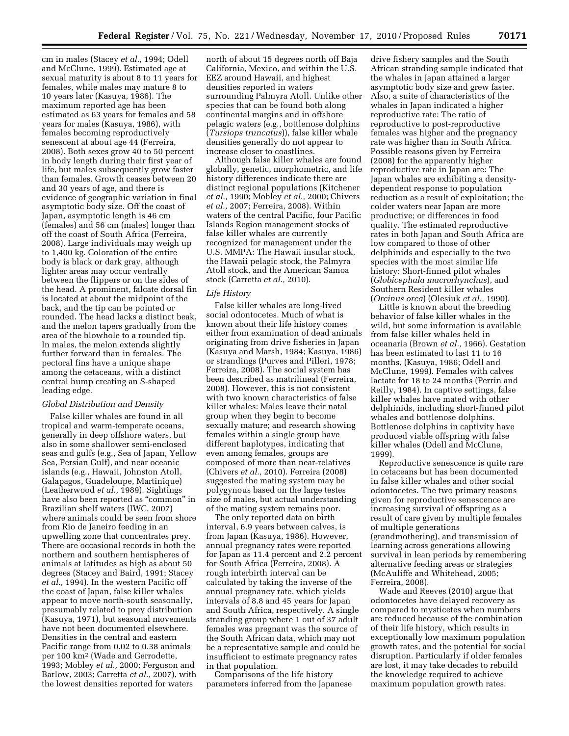cm in males (Stacey *et al.,* 1994; Odell and McClune, 1999). Estimated age at sexual maturity is about 8 to 11 years for females, while males may mature 8 to 10 years later (Kasuya, 1986). The maximum reported age has been estimated as 63 years for females and 58 years for males (Kasuya, 1986), with females becoming reproductively senescent at about age 44 (Ferreira, 2008). Both sexes grow 40 to 50 percent in body length during their first year of life, but males subsequently grow faster than females. Growth ceases between 20 and 30 years of age, and there is evidence of geographic variation in final asymptotic body size. Off the coast of Japan, asymptotic length is 46 cm (females) and 56 cm (males) longer than off the coast of South Africa (Ferreira, 2008). Large individuals may weigh up to 1,400 kg. Coloration of the entire body is black or dark gray, although lighter areas may occur ventrally between the flippers or on the sides of the head. A prominent, falcate dorsal fin is located at about the midpoint of the back, and the tip can be pointed or rounded. The head lacks a distinct beak, and the melon tapers gradually from the area of the blowhole to a rounded tip. In males, the melon extends slightly further forward than in females. The pectoral fins have a unique shape among the cetaceans, with a distinct central hump creating an S-shaped leading edge.

*Global Distribution and Density*

False killer whales are found in all tropical and warm-temperate oceans, generally in deep offshore waters, but also in some shallower semi-enclosed seas and gulfs (e.g., Sea of Japan, Yellow Sea, Persian Gulf), and near oceanic islands (e.g., Hawaii, Johnston Atoll, Galapagos, Guadeloupe, Martinique) (Leatherwood *et al.,* 1989). Sightings have also been reported as "common" in Brazilian shelf waters (IWC, 2007) where animals could be seen from shore from Rio de Janeiro feeding in an upwelling zone that concentrates prey. There are occasional records in both the northern and southern hemispheres of animals at latitudes as high as about 50 degrees (Stacey and Baird, 1991; Stacey *et al.,* 1994). In the western Pacific off the coast of Japan, false killer whales appear to move north-south seasonally, presumably related to prey distribution (Kasuya, 1971), but seasonal movements have not been documented elsewhere. Densities in the central and eastern Pacific range from 0.02 to 0.38 animals per 100 km$^2$ (Wade and Gerrodette, 1993; Mobley *et al.,* 2000; Ferguson and Barlow, 2003; Carretta *et al.,* 2007), with the lowest densities reported for waters north of about 15 degrees north off Baja California, Mexico, and within the U.S. EEZ around Hawaii, and highest densities reported in waters surrounding Palmyra Atoll. Unlike other species that can be found both along continental margins and in offshore pelagic waters (e.g., bottlenose dolphins (*Tursiops truncatus*)), false killer whale densities generally do not appear to increase closer to coastlines.

Although false killer whales are found globally, genetic, morphometric, and life history differences indicate there are distinct regional populations (Kitchener *et al.,* 1990; Mobley *et al.,* 2000; Chivers *et al.,* 2007; Ferreira, 2008). Within waters of the central Pacific, four Pacific Islands Region management stocks of false killer whales are currently recognized for management under the U.S. MMPA: The Hawaii insular stock, the Hawaii pelagic stock, the Palmyra Atoll stock, and the American Samoa stock (Carretta *et al.,* 2010).

*Life History*

False killer whales are long-lived social odontocetes. Much of what is known about their life history comes either from examination of dead animals originating from drive fisheries in Japan (Kasuya and Marsh, 1984; Kasuya, 1986) or strandings (Purves and Pilleri, 1978; Ferreira, 2008). The social system has been described as matrilineal (Ferreira, 2008). However, this is not consistent with two known characteristics of false killer whales: Males leave their natal group when they begin to become sexually mature; and research showing females within a single group have different haplotypes, indicating that even among females, groups are composed of more than near-relatives (Chivers *et al.,* 2010). Ferreira (2008) suggested the mating system may be polygynous based on the large testes size of males, but actual understanding of the mating system remains poor.

The only reported data on birth interval, 6.9 years between calves, is from Japan (Kasuya, 1986). However, annual pregnancy rates were reported for Japan as 11.4 percent and 2.2 percent for South Africa (Ferreira, 2008). A rough interbirth interval can be calculated by taking the inverse of the annual pregnancy rate, which yields intervals of 8.8 and 45 years for Japan and South Africa, respectively. A single stranding group where 1 out of 37 adult females was pregnant was the source of the South African data, which may not be a representative sample and could be insufficient to estimate pregnancy rates in that population.

Comparisons of the life history parameters inferred from the Japanese drive fishery samples and the South African stranding sample indicated that the whales in Japan attained a larger asymptotic body size and grew faster. Also, a suite of characteristics of the whales in Japan indicated a higher reproductive rate: The ratio of reproductive to post-reproductive females was higher and the pregnancy rate was higher than in South Africa. Possible reasons given by Ferreira (2008) for the apparently higher reproductive rate in Japan are: The Japan whales are exhibiting a density-dependent response to population reduction as a result of exploitation; the colder waters near Japan are more productive; or differences in food quality. The estimated reproductive rates in both Japan and South Africa are low compared to those of other delphinids and especially to the two species with the most similar life history: Short-finned pilot whales (*Globicephala macrorhynchus*), and Southern Resident killer whales (*Orcinus orca*) (Olesiuk *et al.,* 1990).

Little is known about the breeding behavior of false killer whales in the wild, but some information is available from false killer whales held in oceanaria (Brown *et al.,* 1966). Gestation has been estimated to last 11 to 16 months, (Kasuya, 1986; Odell and McClune, 1999). Females with calves lactate for 18 to 24 months (Perrin and Reilly, 1984). In captive settings, false killer whales have mated with other delphinids, including short-finned pilot whales and bottlenose dolphins. Bottlenose dolphins in captivity have produced viable offspring with false killer whales (Odell and McClune, 1999).

Reproductive senescence is quite rare in cetaceans but has been documented in false killer whales and other social odontocetes. The two primary reasons given for reproductive senescence are increasing survival of offspring as a result of care given by multiple females of multiple generations (grandmothering), and transmission of learning across generations allowing survival in lean periods by remembering alternative feeding areas or strategies (McAuliffe and Whitehead, 2005; Ferreira, 2008).

Wade and Reeves (2010) argue that odontocetes have delayed recovery as compared to mysticetes when numbers are reduced because of the combination of their life history, which results in exceptionally low maximum population growth rates, and the potential for social disruption. Particularly if older females are lost, it may take decades to rebuild the knowledge required to achieve maximum population growth rates.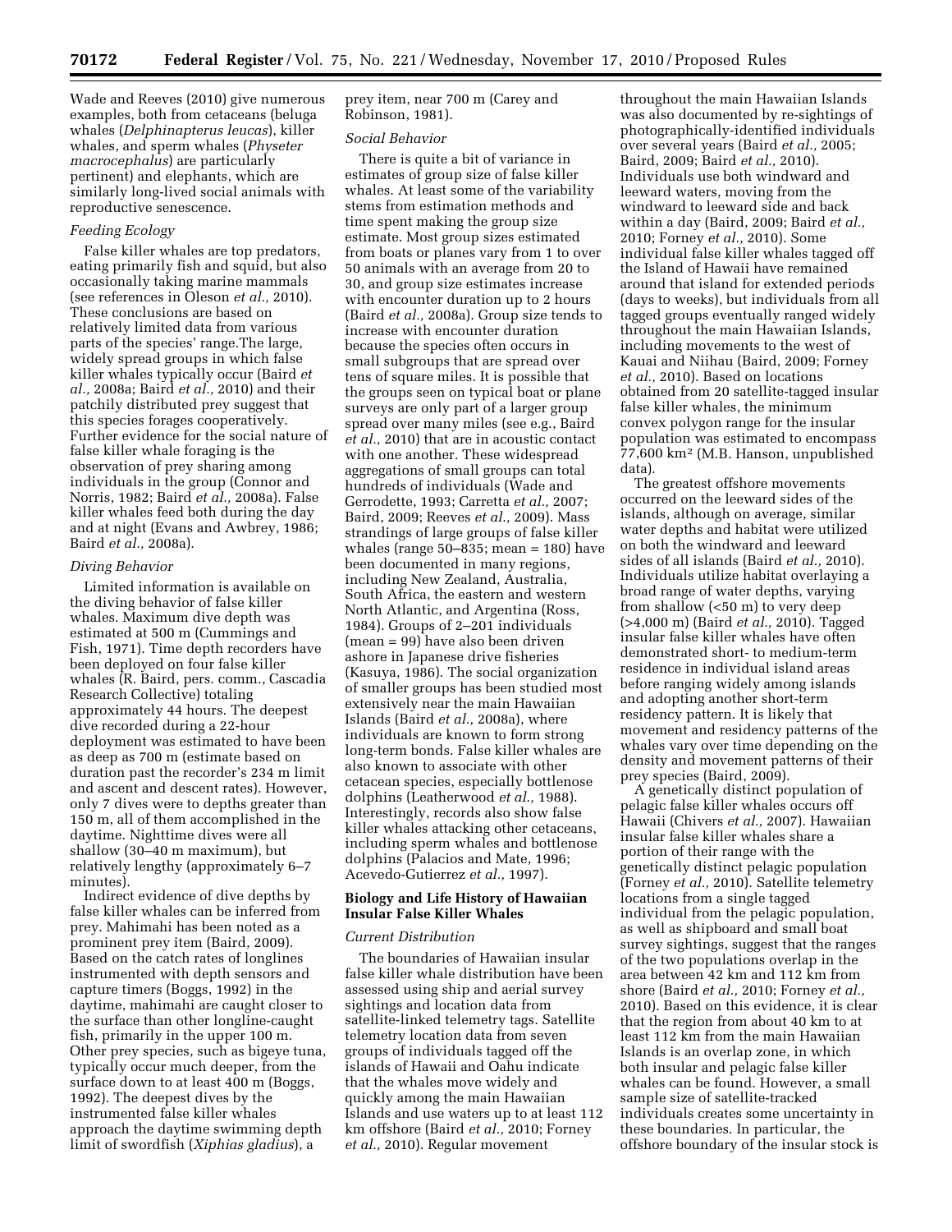Wade and Reeves (2010) give numerous examples, both from cetaceans (beluga whales (*Delphinapterus leucas*), killer whales, and sperm whales (*Physeter macrocephalus*) are particularly pertinent) and elephants, which are similarly long-lived social animals with reproductive senescence.

*Feeding Ecology*

False killer whales are top predators, eating primarily fish and squid, but also occasionally taking marine mammals (see references in Oleson *et al.,* 2010). These conclusions are based on relatively limited data from various parts of the species' range.The large, widely spread groups in which false killer whales typically occur (Baird *et al.,* 2008a; Baird *et al.,* 2010) and their patchily distributed prey suggest that this species forages cooperatively. Further evidence for the social nature of false killer whale foraging is the observation of prey sharing among individuals in the group (Connor and Norris, 1982; Baird *et al.,* 2008a). False killer whales feed both during the day and at night (Evans and Awbrey, 1986; Baird *et al.,* 2008a).

*Diving Behavior*

Limited information is available on the diving behavior of false killer whales. Maximum dive depth was estimated at 500 m (Cummings and Fish, 1971). Time depth recorders have been deployed on four false killer whales (R. Baird, pers. comm., Cascadia Research Collective) totaling approximately 44 hours. The deepest dive recorded during a 22-hour deployment was estimated to have been as deep as 700 m (estimate based on duration past the recorder's 234 m limit and ascent and descent rates). However, only 7 dives were to depths greater than 150 m, all of them accomplished in the daytime. Nighttime dives were all shallow (30–40 m maximum), but relatively lengthy (approximately 6–7 minutes).

Indirect evidence of dive depths by false killer whales can be inferred from prey. Mahimahi has been noted as a prominent prey item (Baird, 2009). Based on the catch rates of longlines instrumented with depth sensors and capture timers (Boggs, 1992) in the daytime, mahimahi are caught closer to the surface than other longline-caught fish, primarily in the upper 100 m. Other prey species, such as bigeye tuna, typically occur much deeper, from the surface down to at least 400 m (Boggs, 1992). The deepest dives by the instrumented false killer whales approach the daytime swimming depth limit of swordfish (*Xiphias gladius*), a prey item, near 700 m (Carey and Robinson, 1981).

*Social Behavior*

There is quite a bit of variance in estimates of group size of false killer whales. At least some of the variability stems from estimation methods and time spent making the group size estimate. Most group sizes estimated from boats or planes vary from 1 to over 50 animals with an average from 20 to 30, and group size estimates increase with encounter duration up to 2 hours (Baird *et al.,* 2008a). Group size tends to increase with encounter duration because the species often occurs in small subgroups that are spread over tens of square miles. It is possible that the groups seen on typical boat or plane surveys are only part of a larger group spread over many miles (see e.g., Baird *et al.,* 2010) that are in acoustic contact with one another. These widespread aggregations of small groups can total hundreds of individuals (Wade and Gerrodette, 1993; Carretta *et al.,* 2007; Baird, 2009; Reeves *et al.,* 2009). Mass strandings of large groups of false killer whales (range 50–835; mean = 180) have been documented in many regions, including New Zealand, Australia, South Africa, the eastern and western North Atlantic, and Argentina (Ross, 1984). Groups of 2–201 individuals (mean = 99) have also been driven ashore in Japanese drive fisheries (Kasuya, 1986). The social organization of smaller groups has been studied most extensively near the main Hawaiian Islands (Baird *et al.,* 2008a), where individuals are known to form strong long-term bonds. False killer whales are also known to associate with other cetacean species, especially bottlenose dolphins (Leatherwood *et al.,* 1988). Interestingly, records also show false killer whales attacking other cetaceans, including sperm whales and bottlenose dolphins (Palacios and Mate, 1996; Acevedo-Gutierrez *et al.,* 1997).

**Biology and Life History of Hawaiian Insular False Killer Whales**

*Current Distribution*

The boundaries of Hawaiian insular false killer whale distribution have been assessed using ship and aerial survey sightings and location data from satellite-linked telemetry tags. Satellite telemetry location data from seven groups of individuals tagged off the islands of Hawaii and Oahu indicate that the whales move widely and quickly among the main Hawaiian Islands and use waters up to at least 112 km offshore (Baird *et al.,* 2010; Forney *et al.,* 2010). Regular movement throughout the main Hawaiian Islands was also documented by re-sightings of photographically-identified individuals over several years (Baird *et al.,* 2005; Baird, 2009; Baird *et al.,* 2010). Individuals use both windward and leeward waters, moving from the windward to leeward side and back within a day (Baird, 2009; Baird *et al.,* 2010; Forney *et al.,* 2010). Some individual false killer whales tagged off the Island of Hawaii have remained around that island for extended periods (days to weeks), but individuals from all tagged groups eventually ranged widely throughout the main Hawaiian Islands, including movements to the west of Kauai and Niihau (Baird, 2009; Forney *et al.,* 2010). Based on locations obtained from 20 satellite-tagged insular false killer whales, the minimum convex polygon range for the insular population was estimated to encompass 77,600 km$^2$ (M.B. Hanson, unpublished data).

The greatest offshore movements occurred on the leeward sides of the islands, although on average, similar water depths and habitat were utilized on both the windward and leeward sides of all islands (Baird *et al.,* 2010). Individuals utilize habitat overlaying a broad range of water depths, varying from shallow (<50 m) to very deep (>4,000 m) (Baird *et al.,* 2010). Tagged insular false killer whales have often demonstrated short- to medium-term residence in individual island areas before ranging widely among islands and adopting another short-term residency pattern. It is likely that movement and residency patterns of the whales vary over time depending on the density and movement patterns of their prey species (Baird, 2009).

A genetically distinct population of pelagic false killer whales occurs off Hawaii (Chivers *et al.,* 2007). Hawaiian insular false killer whales share a portion of their range with the genetically distinct pelagic population (Forney *et al.,* 2010). Satellite telemetry locations from a single tagged individual from the pelagic population, as well as shipboard and small boat survey sightings, suggest that the ranges of the two populations overlap in the area between 42 km and 112 km from shore (Baird *et al.,* 2010; Forney *et al.,* 2010). Based on this evidence, it is clear that the region from about 40 km to at least 112 km from the main Hawaiian Islands is an overlap zone, in which both insular and pelagic false killer whales can be found. However, a small sample size of satellite-tracked individuals creates some uncertainty in these boundaries. In particular, the offshore boundary of the insular stock is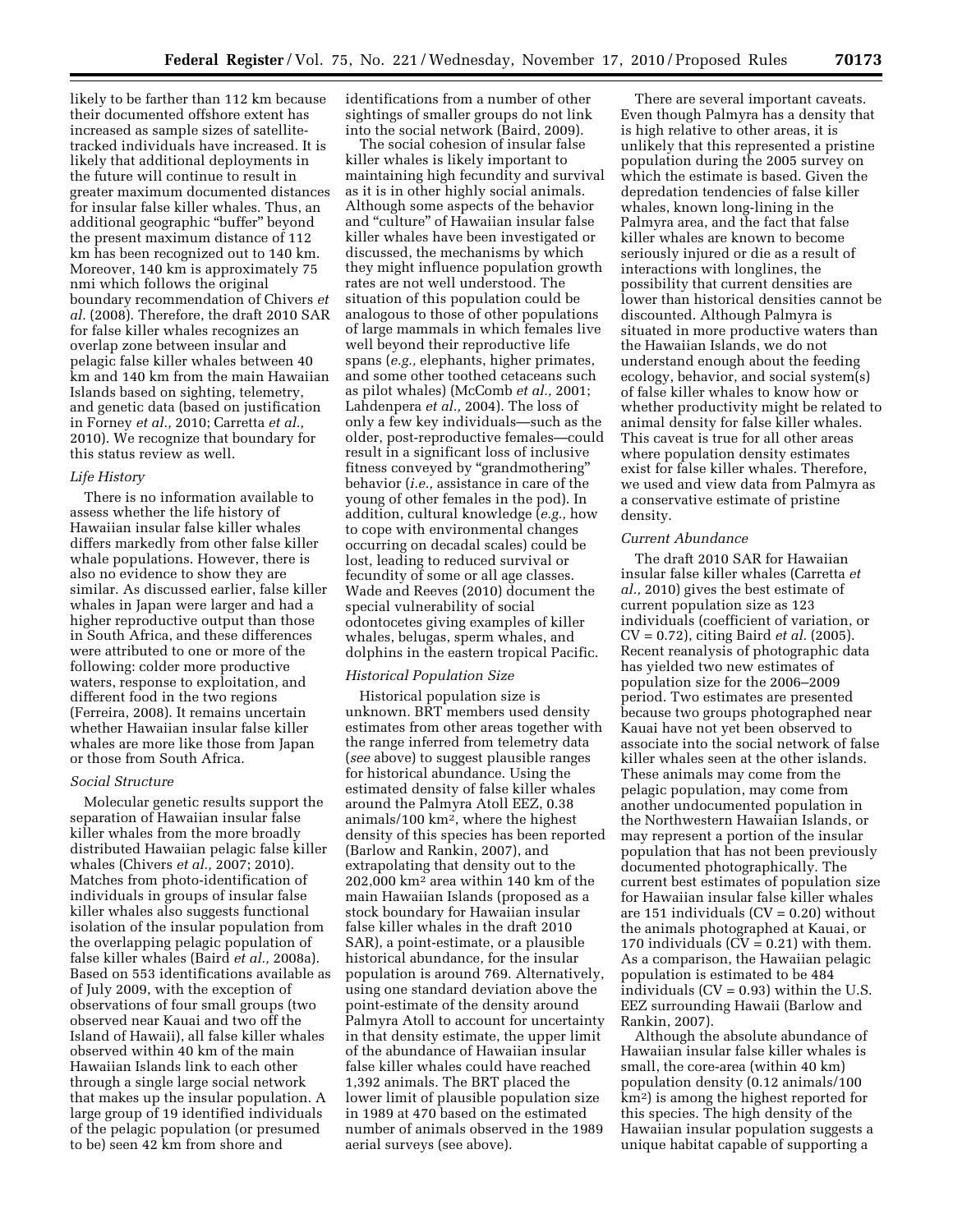likely to be farther than 112 km because their documented offshore extent has increased as sample sizes of satellite-tracked individuals have increased. It is likely that additional deployments in the future will continue to result in greater maximum documented distances for insular false killer whales. Thus, an additional geographic "buffer" beyond the present maximum distance of 112 km has been recognized out to 140 km. Moreover, 140 km is approximately 75 nmi which follows the original boundary recommendation of Chivers *et al.* (2008). Therefore, the draft 2010 SAR for false killer whales recognizes an overlap zone between insular and pelagic false killer whales between 40 km and 140 km from the main Hawaiian Islands based on sighting, telemetry, and genetic data (based on justification in Forney *et al.,* 2010; Carretta *et al.,* 2010). We recognize that boundary for this status review as well.

### *Life History*

There is no information available to assess whether the life history of Hawaiian insular false killer whales differs markedly from other false killer whale populations. However, there is also no evidence to show they are similar. As discussed earlier, false killer whales in Japan were larger and had a higher reproductive output than those in South Africa, and these differences were attributed to one or more of the following: colder more productive waters, response to exploitation, and different food in the two regions (Ferreira, 2008). It remains uncertain whether Hawaiian insular false killer whales are more like those from Japan or those from South Africa.

### *Social Structure*

Molecular genetic results support the separation of Hawaiian insular false killer whales from the more broadly distributed Hawaiian pelagic false killer whales (Chivers *et al.,* 2007; 2010). Matches from photo-identification of individuals in groups of insular false killer whales also suggests functional isolation of the insular population from the overlapping pelagic population of false killer whales (Baird *et al.,* 2008a). Based on 553 identifications available as of July 2009, with the exception of observations of four small groups (two observed near Kauai and two off the Island of Hawaii), all false killer whales observed within 40 km of the main Hawaiian Islands link to each other through a single large social network that makes up the insular population. A large group of 19 identified individuals of the pelagic population (or presumed to be) seen 42 km from shore and identifications from a number of other sightings of smaller groups do not link into the social network (Baird, 2009).

The social cohesion of insular false killer whales is likely important to maintaining high fecundity and survival as it is in other highly social animals. Although some aspects of the behavior and "culture" of Hawaiian insular false killer whales have been investigated or discussed, the mechanisms by which they might influence population growth rates are not well understood. The situation of this population could be analogous to those of other populations of large mammals in which females live well beyond their reproductive life spans (*e.g.,* elephants, higher primates, and some other toothed cetaceans such as pilot whales) (McComb *et al.,* 2001; Lahdenpera *et al.,* 2004). The loss of only a few key individuals—such as the older, post-reproductive females—could result in a significant loss of inclusive fitness conveyed by "grandmothering" behavior (*i.e.,* assistance in care of the young of other females in the pod). In addition, cultural knowledge (*e.g.,* how to cope with environmental changes occurring on decadal scales) could be lost, leading to reduced survival or fecundity of some or all age classes. Wade and Reeves (2010) document the special vulnerability of social odontocetes giving examples of killer whales, belugas, sperm whales, and dolphins in the eastern tropical Pacific.

### *Historical Population Size*

Historical population size is unknown. BRT members used density estimates from other areas together with the range inferred from telemetry data (*see* above) to suggest plausible ranges for historical abundance. Using the estimated density of false killer whales around the Palmyra Atoll EEZ, 0.38 animals/100 km$^2$, where the highest density of this species has been reported (Barlow and Rankin, 2007), and extrapolating that density out to the 202,000 km$^2$ area within 140 km of the main Hawaiian Islands (proposed as a stock boundary for Hawaiian insular false killer whales in the draft 2010 SAR), a point-estimate, or a plausible historical abundance, for the insular population is around 769. Alternatively, using one standard deviation above the point-estimate of the density around Palmyra Atoll to account for uncertainty in that density estimate, the upper limit of the abundance of Hawaiian insular false killer whales could have reached 1,392 animals. The BRT placed the lower limit of plausible population size in 1989 at 470 based on the estimated number of animals observed in the 1989 aerial surveys (see above).

There are several important caveats. Even though Palmyra has a density that is high relative to other areas, it is unlikely that this represented a pristine population during the 2005 survey on which the estimate is based. Given the depredation tendencies of false killer whales, known long-lining in the Palmyra area, and the fact that false killer whales are known to become seriously injured or die as a result of interactions with longlines, the possibility that current densities are lower than historical densities cannot be discounted. Although Palmyra is situated in more productive waters than the Hawaiian Islands, we do not understand enough about the feeding ecology, behavior, and social system(s) of false killer whales to know how or whether productivity might be related to animal density for false killer whales. This caveat is true for all other areas where population density estimates exist for false killer whales. Therefore, we used and view data from Palmyra as a conservative estimate of pristine density.

### *Current Abundance*

The draft 2010 SAR for Hawaiian insular false killer whales (Carretta *et al.,* 2010) gives the best estimate of current population size as 123 individuals (coefficient of variation, or CV = 0.72), citing Baird *et al.* (2005). Recent reanalysis of photographic data has yielded two new estimates of population size for the 2006–2009 period. Two estimates are presented because two groups photographed near Kauai have not yet been observed to associate into the social network of false killer whales seen at the other islands. These animals may come from the pelagic population, may come from another undocumented population in the Northwestern Hawaiian Islands, or may represent a portion of the insular population that has not been previously documented photographically. The current best estimates of population size for Hawaiian insular false killer whales are 151 individuals (CV = 0.20) without the animals photographed at Kauai, or 170 individuals (CV = 0.21) with them. As a comparison, the Hawaiian pelagic population is estimated to be 484 individuals (CV = 0.93) within the U.S. EEZ surrounding Hawaii (Barlow and Rankin, 2007).

Although the absolute abundance of Hawaiian insular false killer whales is small, the core-area (within 40 km) population density (0.12 animals/100 km$^2$) is among the highest reported for this species. The high density of the Hawaiian insular population suggests a unique habitat capable of supporting a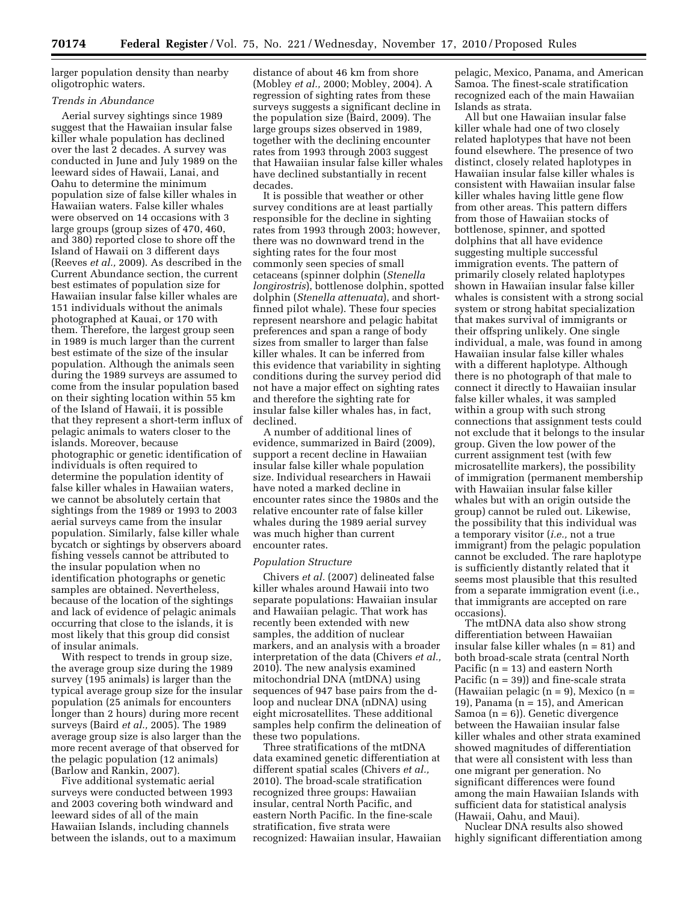larger population density than nearby oligotrophic waters.

*Trends in Abundance*

Aerial survey sightings since 1989 suggest that the Hawaiian insular false killer whale population has declined over the last 2 decades. A survey was conducted in June and July 1989 on the leeward sides of Hawaii, Lanai, and Oahu to determine the minimum population size of false killer whales in Hawaiian waters. False killer whales were observed on 14 occasions with 3 large groups (group sizes of 470, 460, and 380) reported close to shore off the Island of Hawaii on 3 different days (Reeves *et al.,* 2009). As described in the Current Abundance section, the current best estimates of population size for Hawaiian insular false killer whales are 151 individuals without the animals photographed at Kauai, or 170 with them. Therefore, the largest group seen in 1989 is much larger than the current best estimate of the size of the insular population. Although the animals seen during the 1989 surveys are assumed to come from the insular population based on their sighting location within 55 km of the Island of Hawaii, it is possible that they represent a short-term influx of pelagic animals to waters closer to the islands. Moreover, because photographic or genetic identification of individuals is often required to determine the population identity of false killer whales in Hawaiian waters, we cannot be absolutely certain that sightings from the 1989 or 1993 to 2003 aerial surveys came from the insular population. Similarly, false killer whale bycatch or sightings by observers aboard fishing vessels cannot be attributed to the insular population when no identification photographs or genetic samples are obtained. Nevertheless, because of the location of the sightings and lack of evidence of pelagic animals occurring that close to the islands, it is most likely that this group did consist of insular animals.

With respect to trends in group size, the average group size during the 1989 survey (195 animals) is larger than the typical average group size for the insular population (25 animals for encounters longer than 2 hours) during more recent surveys (Baird *et al.,* 2005). The 1989 average group size is also larger than the more recent average of that observed for the pelagic population (12 animals) (Barlow and Rankin, 2007).

Five additional systematic aerial surveys were conducted between 1993 and 2003 covering both windward and leeward sides of all of the main Hawaiian Islands, including channels between the islands, out to a maximum distance of about 46 km from shore (Mobley *et al.,* 2000; Mobley, 2004). A regression of sighting rates from these surveys suggests a significant decline in the population size (Baird, 2009). The large groups sizes observed in 1989, together with the declining encounter rates from 1993 through 2003 suggest that Hawaiian insular false killer whales have declined substantially in recent decades.

It is possible that weather or other survey conditions are at least partially responsible for the decline in sighting rates from 1993 through 2003; however, there was no downward trend in the sighting rates for the four most commonly seen species of small cetaceans (spinner dolphin (*Stenella longirostris*), bottlenose dolphin, spotted dolphin (*Stenella attenuata*), and short-finned pilot whale). These four species represent nearshore and pelagic habitat preferences and span a range of body sizes from smaller to larger than false killer whales. It can be inferred from this evidence that variability in sighting conditions during the survey period did not have a major effect on sighting rates and therefore the sighting rate for insular false killer whales has, in fact, declined.

A number of additional lines of evidence, summarized in Baird (2009), support a recent decline in Hawaiian insular false killer whale population size. Individual researchers in Hawaii have noted a marked decline in encounter rates since the 1980s and the relative encounter rate of false killer whales during the 1989 aerial survey was much higher than current encounter rates.

*Population Structure*

Chivers *et al.* (2007) delineated false killer whales around Hawaii into two separate populations: Hawaiian insular and Hawaiian pelagic. That work has recently been extended with new samples, the addition of nuclear markers, and an analysis with a broader interpretation of the data (Chivers *et al.,* 2010). The new analysis examined mitochondrial DNA (mtDNA) using sequences of 947 base pairs from the d-loop and nuclear DNA (nDNA) using eight microsatellites. These additional samples help confirm the delineation of these two populations.

Three stratifications of the mtDNA data examined genetic differentiation at different spatial scales (Chivers *et al.,* 2010). The broad-scale stratification recognized three groups: Hawaiian insular, central North Pacific, and eastern North Pacific. In the fine-scale stratification, five strata were recognized: Hawaiian insular, Hawaiian pelagic, Mexico, Panama, and American Samoa. The finest-scale stratification recognized each of the main Hawaiian Islands as strata.

All but one Hawaiian insular false killer whale had one of two closely related haplotypes that have not been found elsewhere. The presence of two distinct, closely related haplotypes in Hawaiian insular false killer whales is consistent with Hawaiian insular false killer whales having little gene flow from other areas. This pattern differs from those of Hawaiian stocks of bottlenose, spinner, and spotted dolphins that all have evidence suggesting multiple successful immigration events. The pattern of primarily closely related haplotypes shown in Hawaiian insular false killer whales is consistent with a strong social system or strong habitat specialization that makes survival of immigrants or their offspring unlikely. One single individual, a male, was found in among Hawaiian insular false killer whales with a different haplotype. Although there is no photograph of that male to connect it directly to Hawaiian insular false killer whales, it was sampled within a group with such strong connections that assignment tests could not exclude that it belongs to the insular group. Given the low power of the current assignment test (with few microsatellite markers), the possibility of immigration (permanent membership with Hawaiian insular false killer whales but with an origin outside the group) cannot be ruled out. Likewise, the possibility that this individual was a temporary visitor (*i.e.,* not a true immigrant) from the pelagic population cannot be excluded. The rare haplotype is sufficiently distantly related that it seems most plausible that this resulted from a separate immigration event (i.e., that immigrants are accepted on rare occasions).

The mtDNA data also show strong differentiation between Hawaiian insular false killer whales (n = 81) and both broad-scale strata (central North Pacific (n = 13) and eastern North Pacific (n = 39)) and fine-scale strata (Hawaiian pelagic (n = 9), Mexico (n = 19), Panama (n = 15), and American Samoa (n = 6)). Genetic divergence between the Hawaiian insular false killer whales and other strata examined showed magnitudes of differentiation that were all consistent with less than one migrant per generation. No significant differences were found among the main Hawaiian Islands with sufficient data for statistical analysis (Hawaii, Oahu, and Maui).

Nuclear DNA results also showed highly significant differentiation among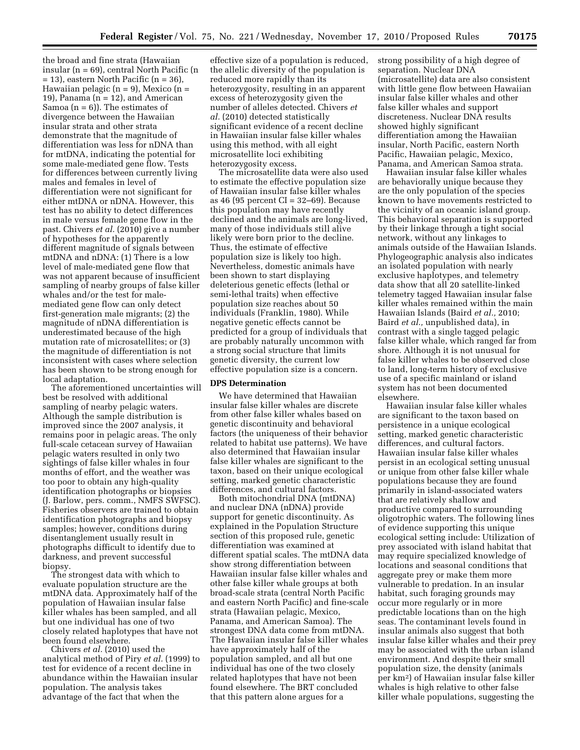the broad and fine strata (Hawaiian insular (n = 69), central North Pacific (n = 13), eastern North Pacific (n = 36), Hawaiian pelagic (n = 9), Mexico (n = 19), Panama (n = 12), and American Samoa (n = 6)). The estimates of divergence between the Hawaiian insular strata and other strata demonstrate that the magnitude of differentiation was less for nDNA than for mtDNA, indicating the potential for some male-mediated gene flow. Tests for differences between currently living males and females in level of differentiation were not significant for either mtDNA or nDNA. However, this test has no ability to detect differences in male versus female gene flow in the past. Chivers *et al.* (2010) give a number of hypotheses for the apparently different magnitude of signals between mtDNA and nDNA: (1) There is a low level of male-mediated gene flow that was not apparent because of insufficient sampling of nearby groups of false killer whales and/or the test for male-mediated gene flow can only detect first-generation male migrants; (2) the magnitude of nDNA differentiation is underestimated because of the high mutation rate of microsatellites; or (3) the magnitude of differentiation is not inconsistent with cases where selection has been shown to be strong enough for local adaptation.

The aforementioned uncertainties will best be resolved with additional sampling of nearby pelagic waters. Although the sample distribution is improved since the 2007 analysis, it remains poor in pelagic areas. The only full-scale cetacean survey of Hawaiian pelagic waters resulted in only two sightings of false killer whales in four months of effort, and the weather was too poor to obtain any high-quality identification photographs or biopsies (J. Barlow, pers. comm., NMFS SWFSC). Fisheries observers are trained to obtain identification photographs and biopsy samples; however, conditions during disentanglement usually result in photographs difficult to identify due to darkness, and prevent successful biopsy.

The strongest data with which to evaluate population structure are the mtDNA data. Approximately half of the population of Hawaiian insular false killer whales has been sampled, and all but one individual has one of two closely related haplotypes that have not been found elsewhere.

Chivers *et al.* (2010) used the analytical method of Piry *et al.* (1999) to test for evidence of a recent decline in abundance within the Hawaiian insular population. The analysis takes advantage of the fact that when the effective size of a population is reduced, the allelic diversity of the population is reduced more rapidly than its heterozygosity, resulting in an apparent excess of heterozygosity given the number of alleles detected. Chivers *et al.* (2010) detected statistically significant evidence of a recent decline in Hawaiian insular false killer whales using this method, with all eight microsatellite loci exhibiting heterozygosity excess.

The microsatellite data were also used to estimate the effective population size of Hawaiian insular false killer whales as 46 (95 percent CI = 32–69). Because this population may have recently declined and the animals are long-lived, many of those individuals still alive likely were born prior to the decline. Thus, the estimate of effective population size is likely too high. Nevertheless, domestic animals have been shown to start displaying deleterious genetic effects (lethal or semi-lethal traits) when effective population size reaches about 50 individuals (Franklin, 1980). While negative genetic effects cannot be predicted for a group of individuals that are probably naturally uncommon with a strong social structure that limits genetic diversity, the current low effective population size is a concern.

## DPS Determination

We have determined that Hawaiian insular false killer whales are discrete from other false killer whales based on genetic discontinuity and behavioral factors (the uniqueness of their behavior related to habitat use patterns). We have also determined that Hawaiian insular false killer whales are significant to the taxon, based on their unique ecological setting, marked genetic characteristic differences, and cultural factors.

Both mitochondrial DNA (mtDNA) and nuclear DNA (nDNA) provide support for genetic discontinuity. As explained in the Population Structure section of this proposed rule, genetic differentiation was examined at different spatial scales. The mtDNA data show strong differentiation between Hawaiian insular false killer whales and other false killer whale groups at both broad-scale strata (central North Pacific and eastern North Pacific) and fine-scale strata (Hawaiian pelagic, Mexico, Panama, and American Samoa). The strongest DNA data come from mtDNA. The Hawaiian insular false killer whales have approximately half of the population sampled, and all but one individual has one of the two closely related haplotypes that have not been found elsewhere. The BRT concluded that this pattern alone argues for a strong possibility of a high degree of separation. Nuclear DNA (microsatellite) data are also consistent with little gene flow between Hawaiian insular false killer whales and other false killer whales and support discreteness. Nuclear DNA results showed highly significant differentiation among the Hawaiian insular, North Pacific, eastern North Pacific, Hawaiian pelagic, Mexico, Panama, and American Samoa strata.

Hawaiian insular false killer whales are behaviorally unique because they are the only population of the species known to have movements restricted to the vicinity of an oceanic island group. This behavioral separation is supported by their linkage through a tight social network, without any linkages to animals outside of the Hawaiian Islands. Phylogeographic analysis also indicates an isolated population with nearly exclusive haplotypes, and telemetry data show that all 20 satellite-linked telemetry tagged Hawaiian insular false killer whales remained within the main Hawaiian Islands (Baird *et al.,* 2010; Baird *et al.,* unpublished data), in contrast with a single tagged pelagic false killer whale, which ranged far from shore. Although it is not unusual for false killer whales to be observed close to land, long-term history of exclusive use of a specific mainland or island system has not been documented elsewhere.

Hawaiian insular false killer whales are significant to the taxon based on persistence in a unique ecological setting, marked genetic characteristic differences, and cultural factors. Hawaiian insular false killer whales persist in an ecological setting unusual or unique from other false killer whale populations because they are found primarily in island-associated waters that are relatively shallow and productive compared to surrounding oligotrophic waters. The following lines of evidence supporting this unique ecological setting include: Utilization of prey associated with island habitat that may require specialized knowledge of locations and seasonal conditions that aggregate prey or make them more vulnerable to predation. In an insular habitat, such foraging grounds may occur more regularly or in more predictable locations than on the high seas. The contaminant levels found in insular animals also suggest that both insular false killer whales and their prey may be associated with the urban island environment. And despite their small population size, the density (animals per km$^2$) of Hawaiian insular false killer whales is high relative to other false killer whale populations, suggesting the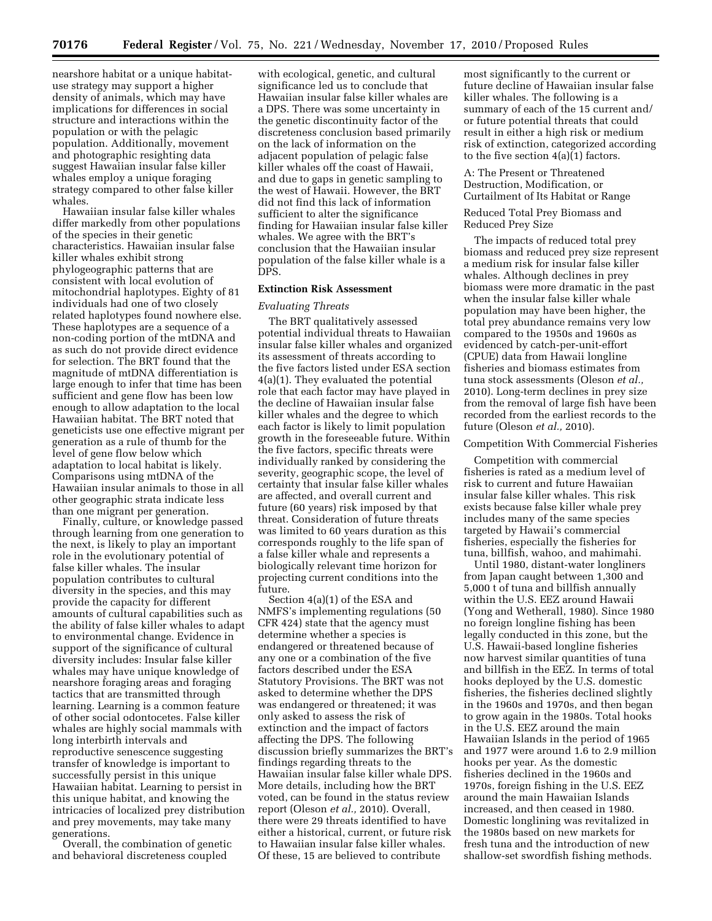nearshore habitat or a unique habitat-use strategy may support a higher density of animals, which may have implications for differences in social structure and interactions within the population or with the pelagic population. Additionally, movement and photographic resighting data suggest Hawaiian insular false killer whales employ a unique foraging strategy compared to other false killer whales.

Hawaiian insular false killer whales differ markedly from other populations of the species in their genetic characteristics. Hawaiian insular false killer whales exhibit strong phylogeographic patterns that are consistent with local evolution of mitochondrial haplotypes. Eighty of 81 individuals had one of two closely related haplotypes found nowhere else. These haplotypes are a sequence of a non-coding portion of the mtDNA and as such do not provide direct evidence for selection. The BRT found that the magnitude of mtDNA differentiation is large enough to infer that time has been sufficient and gene flow has been low enough to allow adaptation to the local Hawaiian habitat. The BRT noted that geneticists use one effective migrant per generation as a rule of thumb for the level of gene flow below which adaptation to local habitat is likely. Comparisons using mtDNA of the Hawaiian insular animals to those in all other geographic strata indicate less than one migrant per generation.

Finally, culture, or knowledge passed through learning from one generation to the next, is likely to play an important role in the evolutionary potential of false killer whales. The insular population contributes to cultural diversity in the species, and this may provide the capacity for different amounts of cultural capabilities such as the ability of false killer whales to adapt to environmental change. Evidence in support of the significance of cultural diversity includes: Insular false killer whales may have unique knowledge of nearshore foraging areas and foraging tactics that are transmitted through learning. Learning is a common feature of other social odontocetes. False killer whales are highly social mammals with long interbirth intervals and reproductive senescence suggesting transfer of knowledge is important to successfully persist in this unique Hawaiian habitat. Learning to persist in this unique habitat, and knowing the intricacies of localized prey distribution and prey movements, may take many generations.

Overall, the combination of genetic and behavioral discreteness coupled with ecological, genetic, and cultural significance led us to conclude that Hawaiian insular false killer whales are a DPS. There was some uncertainty in the genetic discontinuity factor of the discreteness conclusion based primarily on the lack of information on the adjacent population of pelagic false killer whales off the coast of Hawaii, and due to gaps in genetic sampling to the west of Hawaii. However, the BRT did not find this lack of information sufficient to alter the significance finding for Hawaiian insular false killer whales. We agree with the BRT's conclusion that the Hawaiian insular population of the false killer whale is a DPS.

## Extinction Risk Assessment

### *Evaluating Threats*

The BRT qualitatively assessed potential individual threats to Hawaiian insular false killer whales and organized its assessment of threats according to the five factors listed under ESA section 4(a)(1). They evaluated the potential role that each factor may have played in the decline of Hawaiian insular false killer whales and the degree to which each factor is likely to limit population growth in the foreseeable future. Within the five factors, specific threats were individually ranked by considering the severity, geographic scope, the level of certainty that insular false killer whales are affected, and overall current and future (60 years) risk imposed by that threat. Consideration of future threats was limited to 60 years duration as this corresponds roughly to the life span of a false killer whale and represents a biologically relevant time horizon for projecting current conditions into the future.

Section 4(a)(1) of the ESA and NMFS's implementing regulations (50 CFR 424) state that the agency must determine whether a species is endangered or threatened because of any one or a combination of the five factors described under the ESA Statutory Provisions. The BRT was not asked to determine whether the DPS was endangered or threatened; it was only asked to assess the risk of extinction and the impact of factors affecting the DPS. The following discussion briefly summarizes the BRT's findings regarding threats to the Hawaiian insular false killer whale DPS. More details, including how the BRT voted, can be found in the status review report (Oleson *et al.,* 2010). Overall, there were 29 threats identified to have either a historical, current, or future risk to Hawaiian insular false killer whales. Of these, 15 are believed to contribute most significantly to the current or future decline of Hawaiian insular false killer whales. The following is a summary of each of the 15 current and/or future potential threats that could result in either a high risk or medium risk of extinction, categorized according to the five section 4(a)(1) factors.

#### A: The Present or Threatened Destruction, Modification, or Curtailment of Its Habitat or Range

##### Reduced Total Prey Biomass and Reduced Prey Size

The impacts of reduced total prey biomass and reduced prey size represent a medium risk for insular false killer whales. Although declines in prey biomass were more dramatic in the past when the insular false killer whale population may have been higher, the total prey abundance remains very low compared to the 1950s and 1960s as evidenced by catch-per-unit-effort (CPUE) data from Hawaii longline fisheries and biomass estimates from tuna stock assessments (Oleson *et al.,* 2010). Long-term declines in prey size from the removal of large fish have been recorded from the earliest records to the future (Oleson *et al.,* 2010).

##### Competition With Commercial Fisheries

Competition with commercial fisheries is rated as a medium level of risk to current and future Hawaiian insular false killer whales. This risk exists because false killer whale prey includes many of the same species targeted by Hawaii's commercial fisheries, especially the fisheries for tuna, billfish, wahoo, and mahimahi.

Until 1980, distant-water longliners from Japan caught between 1,300 and 5,000 t of tuna and billfish annually within the U.S. EEZ around Hawaii (Yong and Wetherall, 1980). Since 1980 no foreign longline fishing has been legally conducted in this zone, but the U.S. Hawaii-based longline fisheries now harvest similar quantities of tuna and billfish in the EEZ. In terms of total hooks deployed by the U.S. domestic fisheries, the fisheries declined slightly in the 1960s and 1970s, and then began to grow again in the 1980s. Total hooks in the U.S. EEZ around the main Hawaiian Islands in the period of 1965 and 1977 were around 1.6 to 2.9 million hooks per year. As the domestic fisheries declined in the 1960s and 1970s, foreign fishing in the U.S. EEZ around the main Hawaiian Islands increased, and then ceased in 1980. Domestic longlining was revitalized in the 1980s based on new markets for fresh tuna and the introduction of new shallow-set swordfish fishing methods.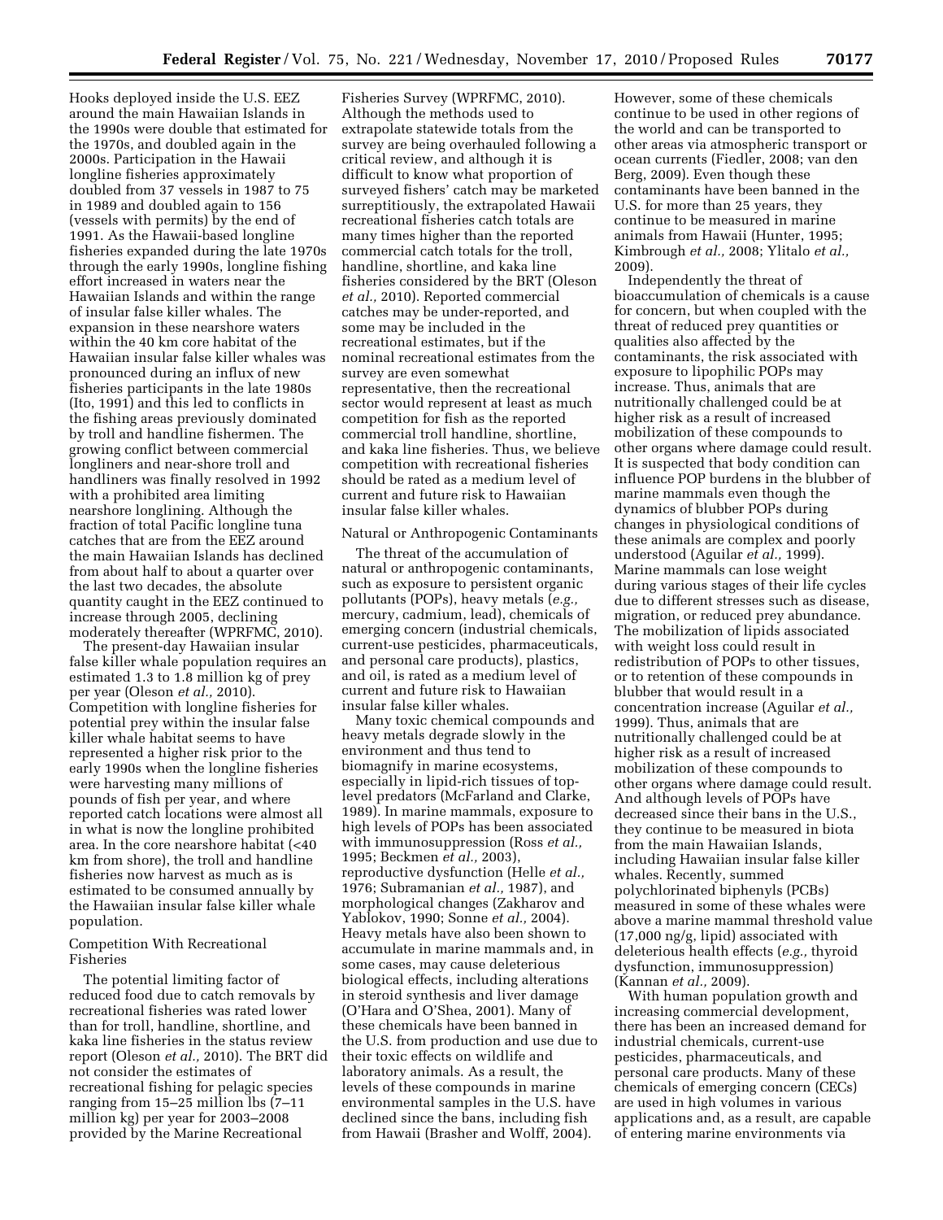Hooks deployed inside the U.S. EEZ around the main Hawaiian Islands in the 1990s were double that estimated for the 1970s, and doubled again in the 2000s. Participation in the Hawaii longline fisheries approximately doubled from 37 vessels in 1987 to 75 in 1989 and doubled again to 156 (vessels with permits) by the end of 1991. As the Hawaii-based longline fisheries expanded during the late 1970s through the early 1990s, longline fishing effort increased in waters near the Hawaiian Islands and within the range of insular false killer whales. The expansion in these nearshore waters within the 40 km core habitat of the Hawaiian insular false killer whales was pronounced during an influx of new fisheries participants in the late 1980s (Ito, 1991) and this led to conflicts in the fishing areas previously dominated by troll and handline fishermen. The growing conflict between commercial longliners and near-shore troll and handliners was finally resolved in 1992 with a prohibited area limiting nearshore longlining. Although the fraction of total Pacific longline tuna catches that are from the EEZ around the main Hawaiian Islands has declined from about half to about a quarter over the last two decades, the absolute quantity caught in the EEZ continued to increase through 2005, declining moderately thereafter (WPRFMC, 2010).

The present-day Hawaiian insular false killer whale population requires an estimated 1.3 to 1.8 million kg of prey per year (Oleson *et al.,* 2010). Competition with longline fisheries for potential prey within the insular false killer whale habitat seems to have represented a higher risk prior to the early 1990s when the longline fisheries were harvesting many millions of pounds of fish per year, and where reported catch locations were almost all in what is now the longline prohibited area. In the core nearshore habitat (<40 km from shore), the troll and handline fisheries now harvest as much as is estimated to be consumed annually by the Hawaiian insular false killer whale population.

Competition With Recreational Fisheries

The potential limiting factor of reduced food due to catch removals by recreational fisheries was rated lower than for troll, handline, shortline, and kaka line fisheries in the status review report (Oleson *et al.,* 2010). The BRT did not consider the estimates of recreational fishing for pelagic species ranging from 15–25 million lbs (7–11 million kg) per year for 2003–2008 provided by the Marine Recreational Fisheries Survey (WPRFMC, 2010). Although the methods used to extrapolate statewide totals from the survey are being overhauled following a critical review, and although it is difficult to know what proportion of surveyed fishers' catch may be marketed surreptitiously, the extrapolated Hawaii recreational fisheries catch totals are many times higher than the reported commercial catch totals for the troll, handline, shortline, and kaka line fisheries considered by the BRT (Oleson *et al.,* 2010). Reported commercial catches may be under-reported, and some may be included in the recreational estimates, but if the nominal recreational estimates from the survey are even somewhat representative, then the recreational sector would represent at least as much competition for fish as the reported commercial troll handline, shortline, and kaka line fisheries. Thus, we believe competition with recreational fisheries should be rated as a medium level of current and future risk to Hawaiian insular false killer whales.

Natural or Anthropogenic Contaminants

The threat of the accumulation of natural or anthropogenic contaminants, such as exposure to persistent organic pollutants (POPs), heavy metals (*e.g.,* mercury, cadmium, lead), chemicals of emerging concern (industrial chemicals, current-use pesticides, pharmaceuticals, and personal care products), plastics, and oil, is rated as a medium level of current and future risk to Hawaiian insular false killer whales.

Many toxic chemical compounds and heavy metals degrade slowly in the environment and thus tend to biomagnify in marine ecosystems, especially in lipid-rich tissues of top-level predators (McFarland and Clarke, 1989). In marine mammals, exposure to high levels of POPs has been associated with immunosuppression (Ross *et al.,* 1995; Beckmen *et al.,* 2003), reproductive dysfunction (Helle *et al.,* 1976; Subramanian *et al.,* 1987), and morphological changes (Zakharov and Yablokov, 1990; Sonne *et al.,* 2004). Heavy metals have also been shown to accumulate in marine mammals and, in some cases, may cause deleterious biological effects, including alterations in steroid synthesis and liver damage (O'Hara and O'Shea, 2001). Many of these chemicals have been banned in the U.S. from production and use due to their toxic effects on wildlife and laboratory animals. As a result, the levels of these compounds in marine environmental samples in the U.S. have declined since the bans, including fish from Hawaii (Brasher and Wolff, 2004). However, some of these chemicals continue to be used in other regions of the world and can be transported to other areas via atmospheric transport or ocean currents (Fiedler, 2008; van den Berg, 2009). Even though these contaminants have been banned in the U.S. for more than 25 years, they continue to be measured in marine animals from Hawaii (Hunter, 1995; Kimbrough *et al.,* 2008; Ylitalo *et al.,* 2009).

Independently the threat of bioaccumulation of chemicals is a cause for concern, but when coupled with the threat of reduced prey quantities or qualities also affected by the contaminants, the risk associated with exposure to lipophilic POPs may increase. Thus, animals that are nutritionally challenged could be at higher risk as a result of increased mobilization of these compounds to other organs where damage could result. It is suspected that body condition can influence POP burdens in the blubber of marine mammals even though the dynamics of blubber POPs during changes in physiological conditions of these animals are complex and poorly understood (Aguilar *et al.,* 1999). Marine mammals can lose weight during various stages of their life cycles due to different stresses such as disease, migration, or reduced prey abundance. The mobilization of lipids associated with weight loss could result in redistribution of POPs to other tissues, or to retention of these compounds in blubber that would result in a concentration increase (Aguilar *et al.,* 1999). Thus, animals that are nutritionally challenged could be at higher risk as a result of increased mobilization of these compounds to other organs where damage could result. And although levels of POPs have decreased since their bans in the U.S., they continue to be measured in biota from the main Hawaiian Islands, including Hawaiian insular false killer whales. Recently, summed polychlorinated biphenyls (PCBs) measured in some of these whales were above a marine mammal threshold value (17,000 ng/g, lipid) associated with deleterious health effects (*e.g.,* thyroid dysfunction, immunosuppression) (Kannan *et al.,* 2009).

With human population growth and increasing commercial development, there has been an increased demand for industrial chemicals, current-use pesticides, pharmaceuticals, and personal care products. Many of these chemicals of emerging concern (CECs) are used in high volumes in various applications and, as a result, are capable of entering marine environments via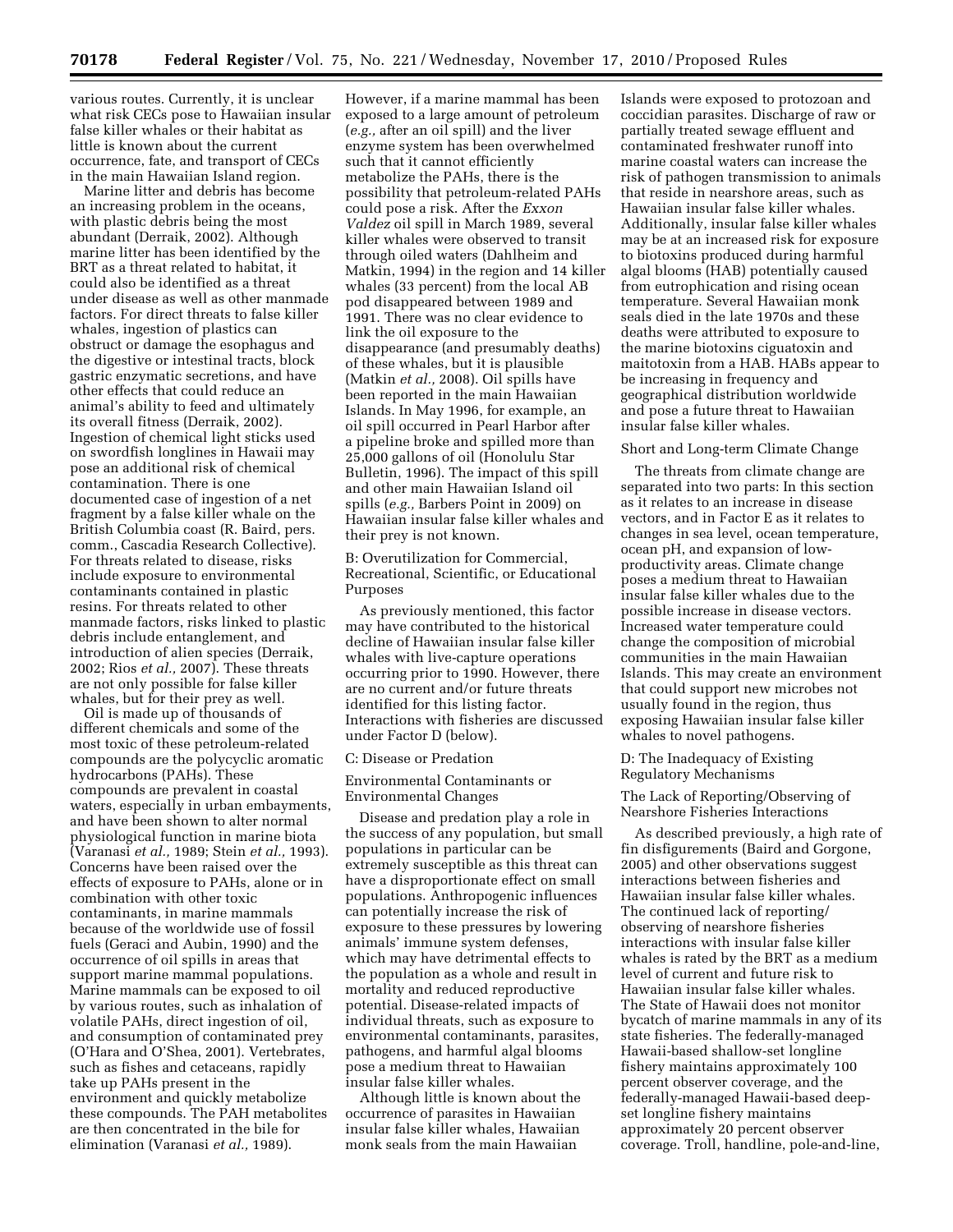various routes. Currently, it is unclear what risk CECs pose to Hawaiian insular false killer whales or their habitat as little is known about the current occurrence, fate, and transport of CECs in the main Hawaiian Island region.

Marine litter and debris has become an increasing problem in the oceans, with plastic debris being the most abundant (Derraik, 2002). Although marine litter has been identified by the BRT as a threat related to habitat, it could also be identified as a threat under disease as well as other manmade factors. For direct threats to false killer whales, ingestion of plastics can obstruct or damage the esophagus and the digestive or intestinal tracts, block gastric enzymatic secretions, and have other effects that could reduce an animal's ability to feed and ultimately its overall fitness (Derraik, 2002). Ingestion of chemical light sticks used on swordfish longlines in Hawaii may pose an additional risk of chemical contamination. There is one documented case of ingestion of a net fragment by a false killer whale on the British Columbia coast (R. Baird, pers. comm., Cascadia Research Collective). For threats related to disease, risks include exposure to environmental contaminants contained in plastic resins. For threats related to other manmade factors, risks linked to plastic debris include entanglement, and introduction of alien species (Derraik, 2002; Rios *et al.,* 2007). These threats are not only possible for false killer whales, but for their prey as well.

Oil is made up of thousands of different chemicals and some of the most toxic of these petroleum-related compounds are the polycyclic aromatic hydrocarbons (PAHs). These compounds are prevalent in coastal waters, especially in urban embayments, and have been shown to alter normal physiological function in marine biota (Varanasi *et al.,* 1989; Stein *et al.,* 1993). Concerns have been raised over the effects of exposure to PAHs, alone or in combination with other toxic contaminants, in marine mammals because of the worldwide use of fossil fuels (Geraci and Aubin, 1990) and the occurrence of oil spills in areas that support marine mammal populations. Marine mammals can be exposed to oil by various routes, such as inhalation of volatile PAHs, direct ingestion of oil, and consumption of contaminated prey (O'Hara and O'Shea, 2001). Vertebrates, such as fishes and cetaceans, rapidly take up PAHs present in the environment and quickly metabolize these compounds. The PAH metabolites are then concentrated in the bile for elimination (Varanasi *et al.,* 1989). However, if a marine mammal has been exposed to a large amount of petroleum (*e.g.,* after an oil spill) and the liver enzyme system has been overwhelmed such that it cannot efficiently metabolize the PAHs, there is the possibility that petroleum-related PAHs could pose a risk. After the *Exxon Valdez* oil spill in March 1989, several killer whales were observed to transit through oiled waters (Dahlheim and Matkin, 1994) in the region and 14 killer whales (33 percent) from the local AB pod disappeared between 1989 and 1991. There was no clear evidence to link the oil exposure to the disappearance (and presumably deaths) of these whales, but it is plausible (Matkin *et al.,* 2008). Oil spills have been reported in the main Hawaiian Islands. In May 1996, for example, an oil spill occurred in Pearl Harbor after a pipeline broke and spilled more than 25,000 gallons of oil (Honolulu Star Bulletin, 1996). The impact of this spill and other main Hawaiian Island oil spills (*e.g.,* Barbers Point in 2009) on Hawaiian insular false killer whales and their prey is not known.

B: Overutilization for Commercial, Recreational, Scientific, or Educational Purposes

As previously mentioned, this factor may have contributed to the historical decline of Hawaiian insular false killer whales with live-capture operations occurring prior to 1990. However, there are no current and/or future threats identified for this listing factor. Interactions with fisheries are discussed under Factor D (below).

C: Disease or Predation

Environmental Contaminants or Environmental Changes

Disease and predation play a role in the success of any population, but small populations in particular can be extremely susceptible as this threat can have a disproportionate effect on small populations. Anthropogenic influences can potentially increase the risk of exposure to these pressures by lowering animals' immune system defenses, which may have detrimental effects to the population as a whole and result in mortality and reduced reproductive potential. Disease-related impacts of individual threats, such as exposure to environmental contaminants, parasites, pathogens, and harmful algal blooms pose a medium threat to Hawaiian insular false killer whales.

Although little is known about the occurrence of parasites in Hawaiian insular false killer whales, Hawaiian monk seals from the main Hawaiian Islands were exposed to protozoan and coccidian parasites. Discharge of raw or partially treated sewage effluent and contaminated freshwater runoff into marine coastal waters can increase the risk of pathogen transmission to animals that reside in nearshore areas, such as Hawaiian insular false killer whales. Additionally, insular false killer whales may be at an increased risk for exposure to biotoxins produced during harmful algal blooms (HAB) potentially caused from eutrophication and rising ocean temperature. Several Hawaiian monk seals died in the late 1970s and these deaths were attributed to exposure to the marine biotoxins ciguatoxin and maitotoxin from a HAB. HABs appear to be increasing in frequency and geographical distribution worldwide and pose a future threat to Hawaiian insular false killer whales.

Short and Long-term Climate Change

The threats from climate change are separated into two parts: In this section as it relates to an increase in disease vectors, and in Factor E as it relates to changes in sea level, ocean temperature, ocean pH, and expansion of low-productivity areas. Climate change poses a medium threat to Hawaiian insular false killer whales due to the possible increase in disease vectors. Increased water temperature could change the composition of microbial communities in the main Hawaiian Islands. This may create an environment that could support new microbes not usually found in the region, thus exposing Hawaiian insular false killer whales to novel pathogens.

D: The Inadequacy of Existing Regulatory Mechanisms

The Lack of Reporting/Observing of Nearshore Fisheries Interactions

As described previously, a high rate of fin disfigurements (Baird and Gorgone, 2005) and other observations suggest interactions between fisheries and Hawaiian insular false killer whales. The continued lack of reporting/observing of nearshore fisheries interactions with insular false killer whales is rated by the BRT as a medium level of current and future risk to Hawaiian insular false killer whales. The State of Hawaii does not monitor bycatch of marine mammals in any of its state fisheries. The federally-managed Hawaii-based shallow-set longline fishery maintains approximately 100 percent observer coverage, and the federally-managed Hawaii-based deep-set longline fishery maintains approximately 20 percent observer coverage. Troll, handline, pole-and-line,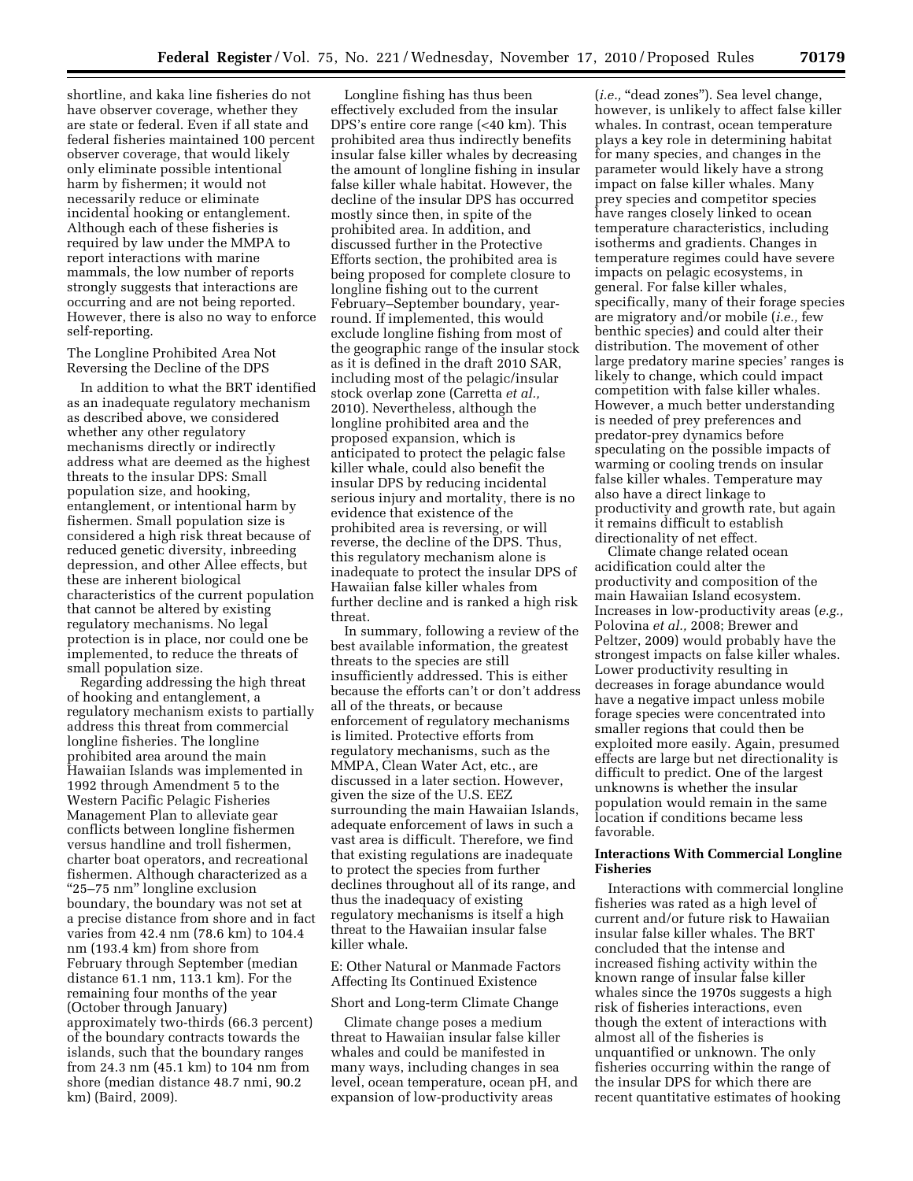shortline, and kaka line fisheries do not have observer coverage, whether they are state or federal. Even if all state and federal fisheries maintained 100 percent observer coverage, that would likely only eliminate possible intentional harm by fishermen; it would not necessarily reduce or eliminate incidental hooking or entanglement. Although each of these fisheries is required by law under the MMPA to report interactions with marine mammals, the low number of reports strongly suggests that interactions are occurring and are not being reported. However, there is also no way to enforce self-reporting.

The Longline Prohibited Area Not Reversing the Decline of the DPS

In addition to what the BRT identified as an inadequate regulatory mechanism as described above, we considered whether any other regulatory mechanisms directly or indirectly address what are deemed as the highest threats to the insular DPS: Small population size, and hooking, entanglement, or intentional harm by fishermen. Small population size is considered a high risk threat because of reduced genetic diversity, inbreeding depression, and other Allee effects, but these are inherent biological characteristics of the current population that cannot be altered by existing regulatory mechanisms. No legal protection is in place, nor could one be implemented, to reduce the threats of small population size.

Regarding addressing the high threat of hooking and entanglement, a regulatory mechanism exists to partially address this threat from commercial longline fisheries. The longline prohibited area around the main Hawaiian Islands was implemented in 1992 through Amendment 5 to the Western Pacific Pelagic Fisheries Management Plan to alleviate gear conflicts between longline fishermen versus handline and troll fishermen, charter boat operators, and recreational fishermen. Although characterized as a "25–75 nm" longline exclusion boundary, the boundary was not set at a precise distance from shore and in fact varies from 42.4 nm (78.6 km) to 104.4 nm (193.4 km) from shore from February through September (median distance 61.1 nm, 113.1 km). For the remaining four months of the year (October through January) approximately two-thirds (66.3 percent) of the boundary contracts towards the islands, such that the boundary ranges from 24.3 nm (45.1 km) to 104 nm from shore (median distance 48.7 nmi, 90.2 km) (Baird, 2009).

Longline fishing has thus been effectively excluded from the insular DPS's entire core range (<40 km). This prohibited area thus indirectly benefits insular false killer whales by decreasing the amount of longline fishing in insular false killer whale habitat. However, the decline of the insular DPS has occurred mostly since then, in spite of the prohibited area. In addition, and discussed further in the Protective Efforts section, the prohibited area is being proposed for complete closure to longline fishing out to the current February–September boundary, year-round. If implemented, this would exclude longline fishing from most of the geographic range of the insular stock as it is defined in the draft 2010 SAR, including most of the pelagic/insular stock overlap zone (Carretta *et al.,* 2010). Nevertheless, although the longline prohibited area and the proposed expansion, which is anticipated to protect the pelagic false killer whale, could also benefit the insular DPS by reducing incidental serious injury and mortality, there is no evidence that existence of the prohibited area is reversing, or will reverse, the decline of the DPS. Thus, this regulatory mechanism alone is inadequate to protect the insular DPS of Hawaiian false killer whales from further decline and is ranked a high risk threat.

In summary, following a review of the best available information, the greatest threats to the species are still insufficiently addressed. This is either because the efforts can't or don't address all of the threats, or because enforcement of regulatory mechanisms is limited. Protective efforts from regulatory mechanisms, such as the MMPA, Clean Water Act, etc., are discussed in a later section. However, given the size of the U.S. EEZ surrounding the main Hawaiian Islands, adequate enforcement of laws in such a vast area is difficult. Therefore, we find that existing regulations are inadequate to protect the species from further declines throughout all of its range, and thus the inadequacy of existing regulatory mechanisms is itself a high threat to the Hawaiian insular false killer whale.

E: Other Natural or Manmade Factors Affecting Its Continued Existence

Short and Long-term Climate Change

Climate change poses a medium threat to Hawaiian insular false killer whales and could be manifested in many ways, including changes in sea level, ocean temperature, ocean pH, and expansion of low-productivity areas (*i.e.,* "dead zones"). Sea level change, however, is unlikely to affect false killer whales. In contrast, ocean temperature plays a key role in determining habitat for many species, and changes in the parameter would likely have a strong impact on false killer whales. Many prey species and competitor species have ranges closely linked to ocean temperature characteristics, including isotherms and gradients. Changes in temperature regimes could have severe impacts on pelagic ecosystems, in general. For false killer whales, specifically, many of their forage species are migratory and/or mobile (*i.e.,* few benthic species) and could alter their distribution. The movement of other large predatory marine species' ranges is likely to change, which could impact competition with false killer whales. However, a much better understanding is needed of prey preferences and predator-prey dynamics before speculating on the possible impacts of warming or cooling trends on insular false killer whales. Temperature may also have a direct linkage to productivity and growth rate, but again it remains difficult to establish directionality of net effect.

Climate change related ocean acidification could alter the productivity and composition of the main Hawaiian Island ecosystem. Increases in low-productivity areas (*e.g.,* Polovina *et al.,* 2008; Brewer and Peltzer, 2009) would probably have the strongest impacts on false killer whales. Lower productivity resulting in decreases in forage abundance would have a negative impact unless mobile forage species were concentrated into smaller regions that could then be exploited more easily. Again, presumed effects are large but net directionality is difficult to predict. One of the largest unknowns is whether the insular population would remain in the same location if conditions became less favorable.

**Interactions With Commercial Longline Fisheries**

Interactions with commercial longline fisheries was rated as a high level of current and/or future risk to Hawaiian insular false killer whales. The BRT concluded that the intense and increased fishing activity within the known range of insular false killer whales since the 1970s suggests a high risk of fisheries interactions, even though the extent of interactions with almost all of the fisheries is unquantified or unknown. The only fisheries occurring within the range of the insular DPS for which there are recent quantitative estimates of hooking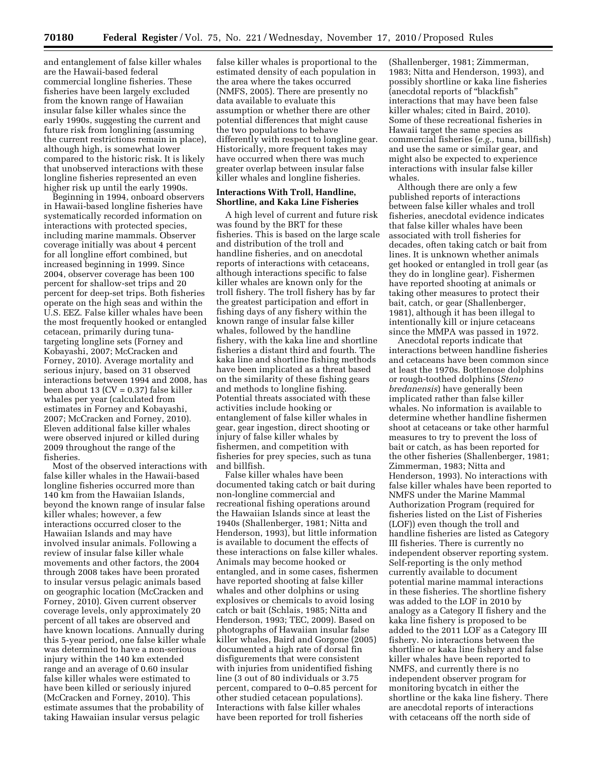and entanglement of false killer whales are the Hawaii-based federal commercial longline fisheries. These fisheries have been largely excluded from the known range of Hawaiian insular false killer whales since the early 1990s, suggesting the current and future risk from longlining (assuming the current restrictions remain in place), although high, is somewhat lower compared to the historic risk. It is likely that unobserved interactions with these longline fisheries represented an even higher risk up until the early 1990s.

Beginning in 1994, onboard observers in Hawaii-based longline fisheries have systematically recorded information on interactions with protected species, including marine mammals. Observer coverage initially was about 4 percent for all longline effort combined, but increased beginning in 1999. Since 2004, observer coverage has been 100 percent for shallow-set trips and 20 percent for deep-set trips. Both fisheries operate on the high seas and within the U.S. EEZ. False killer whales have been the most frequently hooked or entangled cetacean, primarily during tuna-targeting longline sets (Forney and Kobayashi, 2007; McCracken and Forney, 2010). Average mortality and serious injury, based on 31 observed interactions between 1994 and 2008, has been about 13 (CV = 0.37) false killer whales per year (calculated from estimates in Forney and Kobayashi, 2007; McCracken and Forney, 2010). Eleven additional false killer whales were observed injured or killed during 2009 throughout the range of the fisheries.

Most of the observed interactions with false killer whales in the Hawaii-based longline fisheries occurred more than 140 km from the Hawaiian Islands, beyond the known range of insular false killer whales; however, a few interactions occurred closer to the Hawaiian Islands and may have involved insular animals. Following a review of insular false killer whale movements and other factors, the 2004 through 2008 takes have been prorated to insular versus pelagic animals based on geographic location (McCracken and Forney, 2010). Given current observer coverage levels, only approximately 20 percent of all takes are observed and have known locations. Annually during this 5-year period, one false killer whale was determined to have a non-serious injury within the 140 km extended range and an average of 0.60 insular false killer whales were estimated to have been killed or seriously injured (McCracken and Forney, 2010). This estimate assumes that the probability of taking Hawaiian insular versus pelagic false killer whales is proportional to the estimated density of each population in the area where the takes occurred (NMFS, 2005). There are presently no data available to evaluate this assumption or whether there are other potential differences that might cause the two populations to behave differently with respect to longline gear. Historically, more frequent takes may have occurred when there was much greater overlap between insular false killer whales and longline fisheries.

**Interactions With Troll, Handline, Shortline, and Kaka Line Fisheries**

A high level of current and future risk was found by the BRT for these fisheries. This is based on the large scale and distribution of the troll and handline fisheries, and on anecdotal reports of interactions with cetaceans, although interactions specific to false killer whales are known only for the troll fishery. The troll fishery has by far the greatest participation and effort in fishing days of any fishery within the known range of insular false killer whales, followed by the handline fishery, with the kaka line and shortline fisheries a distant third and fourth. The kaka line and shortline fishing methods have been implicated as a threat based on the similarity of these fishing gears and methods to longline fishing. Potential threats associated with these activities include hooking or entanglement of false killer whales in gear, gear ingestion, direct shooting or injury of false killer whales by fishermen, and competition with fisheries for prey species, such as tuna and billfish.

False killer whales have been documented taking catch or bait during non-longline commercial and recreational fishing operations around the Hawaiian Islands since at least the 1940s (Shallenberger, 1981; Nitta and Henderson, 1993), but little information is available to document the effects of these interactions on false killer whales. Animals may become hooked or entangled, and in some cases, fishermen have reported shooting at false killer whales and other dolphins or using explosives or chemicals to avoid losing catch or bait (Schlais, 1985; Nitta and Henderson, 1993; TEC, 2009). Based on photographs of Hawaiian insular false killer whales, Baird and Gorgone (2005) documented a high rate of dorsal fin disfigurements that were consistent with injuries from unidentified fishing line (3 out of 80 individuals or 3.75 percent, compared to 0–0.85 percent for other studied cetacean populations). Interactions with false killer whales have been reported for troll fisheries (Shallenberger, 1981; Zimmerman, 1983; Nitta and Henderson, 1993), and possibly shortline or kaka line fisheries (anecdotal reports of "blackfish" interactions that may have been false killer whales; cited in Baird, 2010). Some of these recreational fisheries in Hawaii target the same species as commercial fisheries (*e.g.,* tuna, billfish) and use the same or similar gear, and might also be expected to experience interactions with insular false killer whales.

Although there are only a few published reports of interactions between false killer whales and troll fisheries, anecdotal evidence indicates that false killer whales have been associated with troll fisheries for decades, often taking catch or bait from lines. It is unknown whether animals get hooked or entangled in troll gear (as they do in longline gear). Fishermen have reported shooting at animals or taking other measures to protect their bait, catch, or gear (Shallenberger, 1981), although it has been illegal to intentionally kill or injure cetaceans since the MMPA was passed in 1972.

Anecdotal reports indicate that interactions between handline fisheries and cetaceans have been common since at least the 1970s. Bottlenose dolphins or rough-toothed dolphins (*Steno bredanensis*) have generally been implicated rather than false killer whales. No information is available to determine whether handline fishermen shoot at cetaceans or take other harmful measures to try to prevent the loss of bait or catch, as has been reported for the other fisheries (Shallenberger, 1981; Zimmerman, 1983; Nitta and Henderson, 1993). No interactions with false killer whales have been reported to NMFS under the Marine Mammal Authorization Program (required for fisheries listed on the List of Fisheries (LOF)) even though the troll and handline fisheries are listed as Category III fisheries. There is currently no independent observer reporting system. Self-reporting is the only method currently available to document potential marine mammal interactions in these fisheries. The shortline fishery was added to the LOF in 2010 by analogy as a Category II fishery and the kaka line fishery is proposed to be added to the 2011 LOF as a Category III fishery. No interactions between the shortline or kaka line fishery and false killer whales have been reported to NMFS, and currently there is no independent observer program for monitoring bycatch in either the shortline or the kaka line fishery. There are anecdotal reports of interactions with cetaceans off the north side of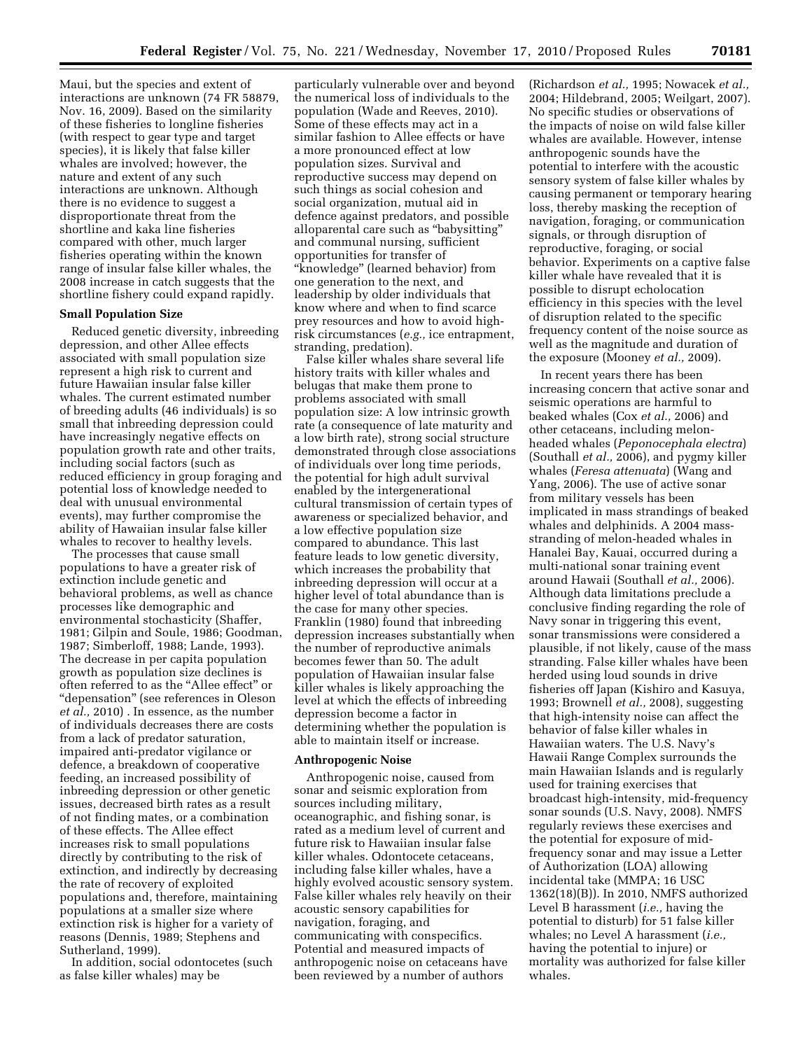Maui, but the species and extent of interactions are unknown (74 FR 58879, Nov. 16, 2009). Based on the similarity of these fisheries to longline fisheries (with respect to gear type and target species), it is likely that false killer whales are involved; however, the nature and extent of any such interactions are unknown. Although there is no evidence to suggest a disproportionate threat from the shortline and kaka line fisheries compared with other, much larger fisheries operating within the known range of insular false killer whales, the 2008 increase in catch suggests that the shortline fishery could expand rapidly.

**Small Population Size**

Reduced genetic diversity, inbreeding depression, and other Allee effects associated with small population size represent a high risk to current and future Hawaiian insular false killer whales. The current estimated number of breeding adults (46 individuals) is so small that inbreeding depression could have increasingly negative effects on population growth rate and other traits, including social factors (such as reduced efficiency in group foraging and potential loss of knowledge needed to deal with unusual environmental events), may further compromise the ability of Hawaiian insular false killer whales to recover to healthy levels.

The processes that cause small populations to have a greater risk of extinction include genetic and behavioral problems, as well as chance processes like demographic and environmental stochasticity (Shaffer, 1981; Gilpin and Soule, 1986; Goodman, 1987; Simberloff, 1988; Lande, 1993). The decrease in per capita population growth as population size declines is often referred to as the "Allee effect" or "depensation" (see references in Oleson *et al.,* 2010) . In essence, as the number of individuals decreases there are costs from a lack of predator saturation, impaired anti-predator vigilance or defence, a breakdown of cooperative feeding, an increased possibility of inbreeding depression or other genetic issues, decreased birth rates as a result of not finding mates, or a combination of these effects. The Allee effect increases risk to small populations directly by contributing to the risk of extinction, and indirectly by decreasing the rate of recovery of exploited populations and, therefore, maintaining populations at a smaller size where extinction risk is higher for a variety of reasons (Dennis, 1989; Stephens and Sutherland, 1999).

In addition, social odontocetes (such as false killer whales) may be particularly vulnerable over and beyond the numerical loss of individuals to the population (Wade and Reeves, 2010). Some of these effects may act in a similar fashion to Allee effects or have a more pronounced effect at low population sizes. Survival and reproductive success may depend on such things as social cohesion and social organization, mutual aid in defence against predators, and possible alloparental care such as "babysitting" and communal nursing, sufficient opportunities for transfer of "knowledge" (learned behavior) from one generation to the next, and leadership by older individuals that know where and when to find scarce prey resources and how to avoid high-risk circumstances (*e.g.,* ice entrapment, stranding, predation).

False killer whales share several life history traits with killer whales and belugas that make them prone to problems associated with small population size: A low intrinsic growth rate (a consequence of late maturity and a low birth rate), strong social structure demonstrated through close associations of individuals over long time periods, the potential for high adult survival enabled by the intergenerational cultural transmission of certain types of awareness or specialized behavior, and a low effective population size compared to abundance. This last feature leads to low genetic diversity, which increases the probability that inbreeding depression will occur at a higher level of total abundance than is the case for many other species. Franklin (1980) found that inbreeding depression increases substantially when the number of reproductive animals becomes fewer than 50. The adult population of Hawaiian insular false killer whales is likely approaching the level at which the effects of inbreeding depression become a factor in determining whether the population is able to maintain itself or increase.

**Anthropogenic Noise**

Anthropogenic noise, caused from sonar and seismic exploration from sources including military, oceanographic, and fishing sonar, is rated as a medium level of current and future risk to Hawaiian insular false killer whales. Odontocete cetaceans, including false killer whales, have a highly evolved acoustic sensory system. False killer whales rely heavily on their acoustic sensory capabilities for navigation, foraging, and communicating with conspecifics. Potential and measured impacts of anthropogenic noise on cetaceans have been reviewed by a number of authors (Richardson *et al.,* 1995; Nowacek *et al.,* 2004; Hildebrand, 2005; Weilgart, 2007). No specific studies or observations of the impacts of noise on wild false killer whales are available. However, intense anthropogenic sounds have the potential to interfere with the acoustic sensory system of false killer whales by causing permanent or temporary hearing loss, thereby masking the reception of navigation, foraging, or communication signals, or through disruption of reproductive, foraging, or social behavior. Experiments on a captive false killer whale have revealed that it is possible to disrupt echolocation efficiency in this species with the level of disruption related to the specific frequency content of the noise source as well as the magnitude and duration of the exposure (Mooney *et al.,* 2009).

In recent years there has been increasing concern that active sonar and seismic operations are harmful to beaked whales (Cox *et al.,* 2006) and other cetaceans, including melon-headed whales (*Peponocephala electra*) (Southall *et al.,* 2006), and pygmy killer whales (*Feresa attenuata*) (Wang and Yang, 2006). The use of active sonar from military vessels has been implicated in mass strandings of beaked whales and delphinids. A 2004 mass-stranding of melon-headed whales in Hanalei Bay, Kauai, occurred during a multi-national sonar training event around Hawaii (Southall *et al.,* 2006). Although data limitations preclude a conclusive finding regarding the role of Navy sonar in triggering this event, sonar transmissions were considered a plausible, if not likely, cause of the mass stranding. False killer whales have been herded using loud sounds in drive fisheries off Japan (Kishiro and Kasuya, 1993; Brownell *et al.,* 2008), suggesting that high-intensity noise can affect the behavior of false killer whales in Hawaiian waters. The U.S. Navy's Hawaii Range Complex surrounds the main Hawaiian Islands and is regularly used for training exercises that broadcast high-intensity, mid-frequency sonar sounds (U.S. Navy, 2008). NMFS regularly reviews these exercises and the potential for exposure of mid-frequency sonar and may issue a Letter of Authorization (LOA) allowing incidental take (MMPA; 16 USC 1362(18)(B)). In 2010, NMFS authorized Level B harassment (*i.e.,* having the potential to disturb) for 51 false killer whales; no Level A harassment (*i.e.,* having the potential to injure) or mortality was authorized for false killer whales.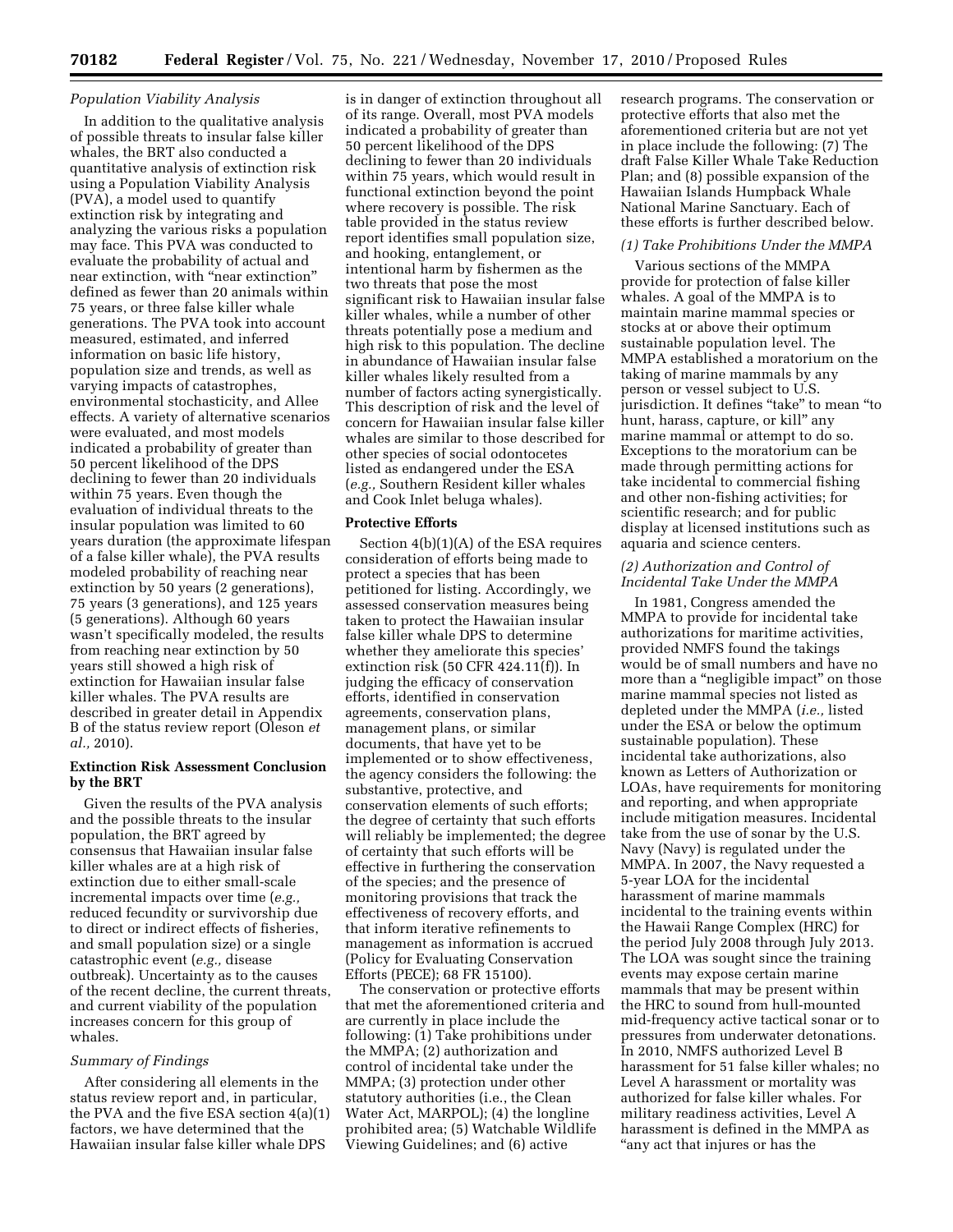### *Population Viability Analysis*

In addition to the qualitative analysis of possible threats to insular false killer whales, the BRT also conducted a quantitative analysis of extinction risk using a Population Viability Analysis (PVA), a model used to quantify extinction risk by integrating and analyzing the various risks a population may face. This PVA was conducted to evaluate the probability of actual and near extinction, with "near extinction" defined as fewer than 20 animals within 75 years, or three false killer whale generations. The PVA took into account measured, estimated, and inferred information on basic life history, population size and trends, as well as varying impacts of catastrophes, environmental stochasticity, and Allee effects. A variety of alternative scenarios were evaluated, and most models indicated a probability of greater than 50 percent likelihood of the DPS declining to fewer than 20 individuals within 75 years. Even though the evaluation of individual threats to the insular population was limited to 60 years duration (the approximate lifespan of a false killer whale), the PVA results modeled probability of reaching near extinction by 50 years (2 generations), 75 years (3 generations), and 125 years (5 generations). Although 60 years wasn't specifically modeled, the results from reaching near extinction by 50 years still showed a high risk of extinction for Hawaiian insular false killer whales. The PVA results are described in greater detail in Appendix B of the status review report (Oleson *et al.,* 2010).

### **Extinction Risk Assessment Conclusion by the BRT**

Given the results of the PVA analysis and the possible threats to the insular population, the BRT agreed by consensus that Hawaiian insular false killer whales are at a high risk of extinction due to either small-scale incremental impacts over time (*e.g.,* reduced fecundity or survivorship due to direct or indirect effects of fisheries, and small population size) or a single catastrophic event (*e.g.,* disease outbreak). Uncertainty as to the causes of the recent decline, the current threats, and current viability of the population increases concern for this group of whales.

### *Summary of Findings*

After considering all elements in the status review report and, in particular, the PVA and the five ESA section 4(a)(1) factors, we have determined that the Hawaiian insular false killer whale DPS is in danger of extinction throughout all of its range. Overall, most PVA models indicated a probability of greater than 50 percent likelihood of the DPS declining to fewer than 20 individuals within 75 years, which would result in functional extinction beyond the point where recovery is possible. The risk table provided in the status review report identifies small population size, and hooking, entanglement, or intentional harm by fishermen as the two threats that pose the most significant risk to Hawaiian insular false killer whales, while a number of other threats potentially pose a medium and high risk to this population. The decline in abundance of Hawaiian insular false killer whales likely resulted from a number of factors acting synergistically. This description of risk and the level of concern for Hawaiian insular false killer whales are similar to those described for other species of social odontocetes listed as endangered under the ESA (*e.g.,* Southern Resident killer whales and Cook Inlet beluga whales).

### **Protective Efforts**

Section 4(b)(1)(A) of the ESA requires consideration of efforts being made to protect a species that has been petitioned for listing. Accordingly, we assessed conservation measures being taken to protect the Hawaiian insular false killer whale DPS to determine whether they ameliorate this species' extinction risk (50 CFR 424.11(f)). In judging the efficacy of conservation efforts, identified in conservation agreements, conservation plans, management plans, or similar documents, that have yet to be implemented or to show effectiveness, the agency considers the following: the substantive, protective, and conservation elements of such efforts; the degree of certainty that such efforts will reliably be implemented; the degree of certainty that such efforts will be effective in furthering the conservation of the species; and the presence of monitoring provisions that track the effectiveness of recovery efforts, and that inform iterative refinements to management as information is accrued (Policy for Evaluating Conservation Efforts (PECE); 68 FR 15100).

The conservation or protective efforts that met the aforementioned criteria and are currently in place include the following: (1) Take prohibitions under the MMPA; (2) authorization and control of incidental take under the MMPA; (3) protection under other statutory authorities (i.e., the Clean Water Act, MARPOL); (4) the longline prohibited area; (5) Watchable Wildlife Viewing Guidelines; and (6) active research programs. The conservation or protective efforts that also met the aforementioned criteria but are not yet in place include the following: (7) The draft False Killer Whale Take Reduction Plan; and (8) possible expansion of the Hawaiian Islands Humpback Whale National Marine Sanctuary. Each of these efforts is further described below.

#### *(1) Take Prohibitions Under the MMPA*

Various sections of the MMPA provide for protection of false killer whales. A goal of the MMPA is to maintain marine mammal species or stocks at or above their optimum sustainable population level. The MMPA established a moratorium on the taking of marine mammals by any person or vessel subject to U.S. jurisdiction. It defines "take" to mean "to hunt, harass, capture, or kill" any marine mammal or attempt to do so. Exceptions to the moratorium can be made through permitting actions for take incidental to commercial fishing and other non-fishing activities; for scientific research; and for public display at licensed institutions such as aquaria and science centers.

#### *(2) Authorization and Control of Incidental Take Under the MMPA*

In 1981, Congress amended the MMPA to provide for incidental take authorizations for maritime activities, provided NMFS found the takings would be of small numbers and have no more than a "negligible impact" on those marine mammal species not listed as depleted under the MMPA (*i.e.,* listed under the ESA or below the optimum sustainable population). These incidental take authorizations, also known as Letters of Authorization or LOAs, have requirements for monitoring and reporting, and when appropriate include mitigation measures. Incidental take from the use of sonar by the U.S. Navy (Navy) is regulated under the MMPA. In 2007, the Navy requested a 5-year LOA for the incidental harassment of marine mammals incidental to the training events within the Hawaii Range Complex (HRC) for the period July 2008 through July 2013. The LOA was sought since the training events may expose certain marine mammals that may be present within the HRC to sound from hull-mounted mid-frequency active tactical sonar or to pressures from underwater detonations. In 2010, NMFS authorized Level B harassment for 51 false killer whales; no Level A harassment or mortality was authorized for false killer whales. For military readiness activities, Level A harassment is defined in the MMPA as "any act that injures or has the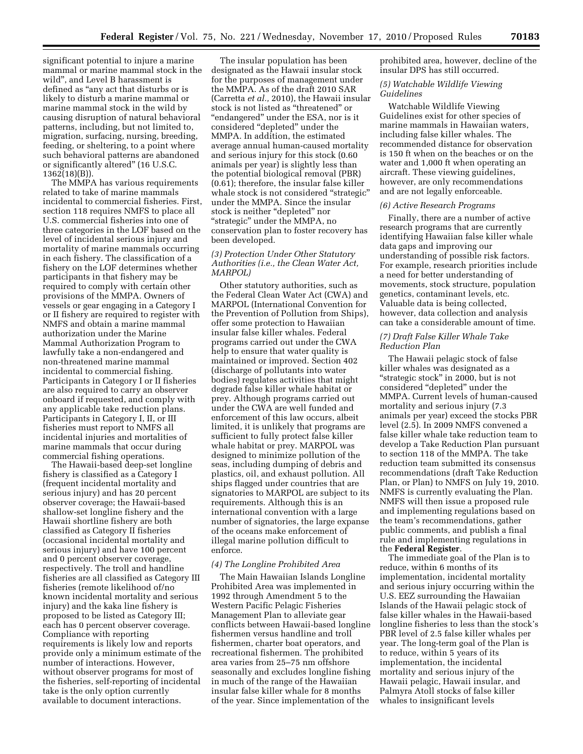significant potential to injure a marine mammal or marine mammal stock in the wild", and Level B harassment is defined as "any act that disturbs or is likely to disturb a marine mammal or marine mammal stock in the wild by causing disruption of natural behavioral patterns, including, but not limited to, migration, surfacing, nursing, breeding, feeding, or sheltering, to a point where such behavioral patterns are abandoned or significantly altered" (16 U.S.C. 1362(18)(B)).

The MMPA has various requirements related to take of marine mammals incidental to commercial fisheries. First, section 118 requires NMFS to place all U.S. commercial fisheries into one of three categories in the LOF based on the level of incidental serious injury and mortality of marine mammals occurring in each fishery. The classification of a fishery on the LOF determines whether participants in that fishery may be required to comply with certain other provisions of the MMPA. Owners of vessels or gear engaging in a Category I or II fishery are required to register with NMFS and obtain a marine mammal authorization under the Marine Mammal Authorization Program to lawfully take a non-endangered and non-threatened marine mammal incidental to commercial fishing. Participants in Category I or II fisheries are also required to carry an observer onboard if requested, and comply with any applicable take reduction plans. Participants in Category I, II, or III fisheries must report to NMFS all incidental injuries and mortalities of marine mammals that occur during commercial fishing operations.

The Hawaii-based deep-set longline fishery is classified as a Category I (frequent incidental mortality and serious injury) and has 20 percent observer coverage; the Hawaii-based shallow-set longline fishery and the Hawaii shortline fishery are both classified as Category II fisheries (occasional incidental mortality and serious injury) and have 100 percent and 0 percent observer coverage, respectively. The troll and handline fisheries are all classified as Category III fisheries (remote likelihood of/no known incidental mortality and serious injury) and the kaka line fishery is proposed to be listed as Category III; each has 0 percent observer coverage. Compliance with reporting requirements is likely low and reports provide only a minimum estimate of the number of interactions. However, without observer programs for most of the fisheries, self-reporting of incidental take is the only option currently available to document interactions.

The insular population has been designated as the Hawaii insular stock for the purposes of management under the MMPA. As of the draft 2010 SAR (Carretta *et al.,* 2010), the Hawaii insular stock is not listed as "threatened" or "endangered" under the ESA, nor is it considered "depleted" under the MMPA. In addition, the estimated average annual human-caused mortality and serious injury for this stock (0.60 animals per year) is slightly less than the potential biological removal (PBR) (0.61); therefore, the insular false killer whale stock is not considered "strategic" under the MMPA. Since the insular stock is neither "depleted" nor "strategic" under the MMPA, no conservation plan to foster recovery has been developed.

### *(3) Protection Under Other Statutory Authorities (i.e., the Clean Water Act, MARPOL)*

Other statutory authorities, such as the Federal Clean Water Act (CWA) and MARPOL (International Convention for the Prevention of Pollution from Ships), offer some protection to Hawaiian insular false killer whales. Federal programs carried out under the CWA help to ensure that water quality is maintained or improved. Section 402 (discharge of pollutants into water bodies) regulates activities that might degrade false killer whale habitat or prey. Although programs carried out under the CWA are well funded and enforcement of this law occurs, albeit limited, it is unlikely that programs are sufficient to fully protect false killer whale habitat or prey. MARPOL was designed to minimize pollution of the seas, including dumping of debris and plastics, oil, and exhaust pollution. All ships flagged under countries that are signatories to MARPOL are subject to its requirements. Although this is an international convention with a large number of signatories, the large expanse of the oceans make enforcement of illegal marine pollution difficult to enforce.

### *(4) The Longline Prohibited Area*

The Main Hawaiian Islands Longline Prohibited Area was implemented in 1992 through Amendment 5 to the Western Pacific Pelagic Fisheries Management Plan to alleviate gear conflicts between Hawaii-based longline fishermen versus handline and troll fishermen, charter boat operators, and recreational fishermen. The prohibited area varies from 25–75 nm offshore seasonally and excludes longline fishing in much of the range of the Hawaiian insular false killer whale for 8 months of the year. Since implementation of the prohibited area, however, decline of the insular DPS has still occurred.

### *(5) Watchable Wildlife Viewing Guidelines*

Watchable Wildlife Viewing Guidelines exist for other species of marine mammals in Hawaiian waters, including false killer whales. The recommended distance for observation is 150 ft when on the beaches or on the water and 1,000 ft when operating an aircraft. These viewing guidelines, however, are only recommendations and are not legally enforceable.

### *(6) Active Research Programs*

Finally, there are a number of active research programs that are currently identifying Hawaiian false killer whale data gaps and improving our understanding of possible risk factors. For example, research priorities include a need for better understanding of movements, stock structure, population genetics, contaminant levels, etc. Valuable data is being collected, however, data collection and analysis can take a considerable amount of time.

### *(7) Draft False Killer Whale Take Reduction Plan*

The Hawaii pelagic stock of false killer whales was designated as a "strategic stock" in 2000, but is not considered "depleted" under the MMPA. Current levels of human-caused mortality and serious injury (7.3 animals per year) exceed the stocks PBR level (2.5). In 2009 NMFS convened a false killer whale take reduction team to develop a Take Reduction Plan pursuant to section 118 of the MMPA. The take reduction team submitted its consensus recommendations (draft Take Reduction Plan, or Plan) to NMFS on July 19, 2010. NMFS is currently evaluating the Plan. NMFS will then issue a proposed rule and implementing regulations based on the team's recommendations, gather public comments, and publish a final rule and implementing regulations in the **Federal Register**.

The immediate goal of the Plan is to reduce, within 6 months of its implementation, incidental mortality and serious injury occurring within the U.S. EEZ surrounding the Hawaiian Islands of the Hawaii pelagic stock of false killer whales in the Hawaii-based longline fisheries to less than the stock's PBR level of 2.5 false killer whales per year. The long-term goal of the Plan is to reduce, within 5 years of its implementation, the incidental mortality and serious injury of the Hawaii pelagic, Hawaii insular, and Palmyra Atoll stocks of false killer whales to insignificant levels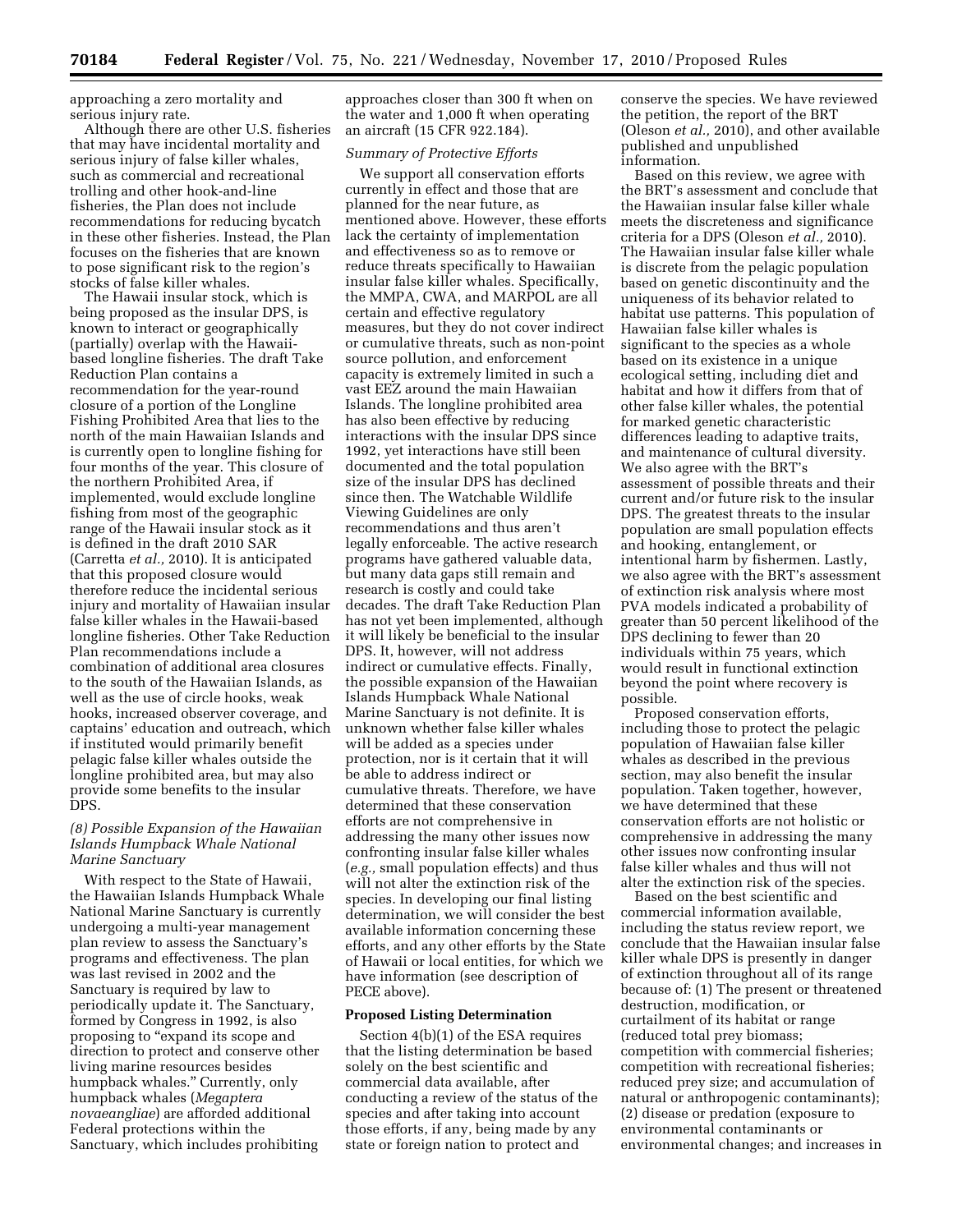approaching a zero mortality and serious injury rate.

Although there are other U.S. fisheries that may have incidental mortality and serious injury of false killer whales, such as commercial and recreational trolling and other hook-and-line fisheries, the Plan does not include recommendations for reducing bycatch in these other fisheries. Instead, the Plan focuses on the fisheries that are known to pose significant risk to the region's stocks of false killer whales.

The Hawaii insular stock, which is being proposed as the insular DPS, is known to interact or geographically (partially) overlap with the Hawaii-based longline fisheries. The draft Take Reduction Plan contains a recommendation for the year-round closure of a portion of the Longline Fishing Prohibited Area that lies to the north of the main Hawaiian Islands and is currently open to longline fishing for four months of the year. This closure of the northern Prohibited Area, if implemented, would exclude longline fishing from most of the geographic range of the Hawaii insular stock as it is defined in the draft 2010 SAR (Carretta *et al.,* 2010). It is anticipated that this proposed closure would therefore reduce the incidental serious injury and mortality of Hawaiian insular false killer whales in the Hawaii-based longline fisheries. Other Take Reduction Plan recommendations include a combination of additional area closures to the south of the Hawaiian Islands, as well as the use of circle hooks, weak hooks, increased observer coverage, and captains' education and outreach, which if instituted would primarily benefit pelagic false killer whales outside the longline prohibited area, but may also provide some benefits to the insular DPS.

### *(8) Possible Expansion of the Hawaiian Islands Humpback Whale National Marine Sanctuary*

With respect to the State of Hawaii, the Hawaiian Islands Humpback Whale National Marine Sanctuary is currently undergoing a multi-year management plan review to assess the Sanctuary's programs and effectiveness. The plan was last revised in 2002 and the Sanctuary is required by law to periodically update it. The Sanctuary, formed by Congress in 1992, is also proposing to "expand its scope and direction to protect and conserve other living marine resources besides humpback whales." Currently, only humpback whales (*Megaptera novaeangliae*) are afforded additional Federal protections within the Sanctuary, which includes prohibiting approaches closer than 300 ft when on the water and 1,000 ft when operating an aircraft (15 CFR 922.184).

### *Summary of Protective Efforts*

We support all conservation efforts currently in effect and those that are planned for the near future, as mentioned above. However, these efforts lack the certainty of implementation and effectiveness so as to remove or reduce threats specifically to Hawaiian insular false killer whales. Specifically, the MMPA, CWA, and MARPOL are all certain and effective regulatory measures, but they do not cover indirect or cumulative threats, such as non-point source pollution, and enforcement capacity is extremely limited in such a vast EEZ around the main Hawaiian Islands. The longline prohibited area has also been effective by reducing interactions with the insular DPS since 1992, yet interactions have still been documented and the total population size of the insular DPS has declined since then. The Watchable Wildlife Viewing Guidelines are only recommendations and thus aren't legally enforceable. The active research programs have gathered valuable data, but many data gaps still remain and research is costly and could take decades. The draft Take Reduction Plan has not yet been implemented, although it will likely be beneficial to the insular DPS. It, however, will not address indirect or cumulative effects. Finally, the possible expansion of the Hawaiian Islands Humpback Whale National Marine Sanctuary is not definite. It is unknown whether false killer whales will be added as a species under protection, nor is it certain that it will be able to address indirect or cumulative threats. Therefore, we have determined that these conservation efforts are not comprehensive in addressing the many other issues now confronting insular false killer whales (*e.g.,* small population effects) and thus will not alter the extinction risk of the species. In developing our final listing determination, we will consider the best available information concerning these efforts, and any other efforts by the State of Hawaii or local entities, for which we have information (see description of PECE above).

## Proposed Listing Determination

Section 4(b)(1) of the ESA requires that the listing determination be based solely on the best scientific and commercial data available, after conducting a review of the status of the species and after taking into account those efforts, if any, being made by any state or foreign nation to protect and conserve the species. We have reviewed the petition, the report of the BRT (Oleson *et al.,* 2010), and other available published and unpublished information.

Based on this review, we agree with the BRT's assessment and conclude that the Hawaiian insular false killer whale meets the discreteness and significance criteria for a DPS (Oleson *et al.,* 2010). The Hawaiian insular false killer whale is discrete from the pelagic population based on genetic discontinuity and the uniqueness of its behavior related to habitat use patterns. This population of Hawaiian false killer whales is significant to the species as a whole based on its existence in a unique ecological setting, including diet and habitat and how it differs from that of other false killer whales, the potential for marked genetic characteristic differences leading to adaptive traits, and maintenance of cultural diversity. We also agree with the BRT's assessment of possible threats and their current and/or future risk to the insular DPS. The greatest threats to the insular population are small population effects and hooking, entanglement, or intentional harm by fishermen. Lastly, we also agree with the BRT's assessment of extinction risk analysis where most PVA models indicated a probability of greater than 50 percent likelihood of the DPS declining to fewer than 20 individuals within 75 years, which would result in functional extinction beyond the point where recovery is possible.

Proposed conservation efforts, including those to protect the pelagic population of Hawaiian false killer whales as described in the previous section, may also benefit the insular population. Taken together, however, we have determined that these conservation efforts are not holistic or comprehensive in addressing the many other issues now confronting insular false killer whales and thus will not alter the extinction risk of the species.

Based on the best scientific and commercial information available, including the status review report, we conclude that the Hawaiian insular false killer whale DPS is presently in danger of extinction throughout all of its range because of: (1) The present or threatened destruction, modification, or curtailment of its habitat or range (reduced total prey biomass; competition with commercial fisheries; competition with recreational fisheries; reduced prey size; and accumulation of natural or anthropogenic contaminants); (2) disease or predation (exposure to environmental contaminants or environmental changes; and increases in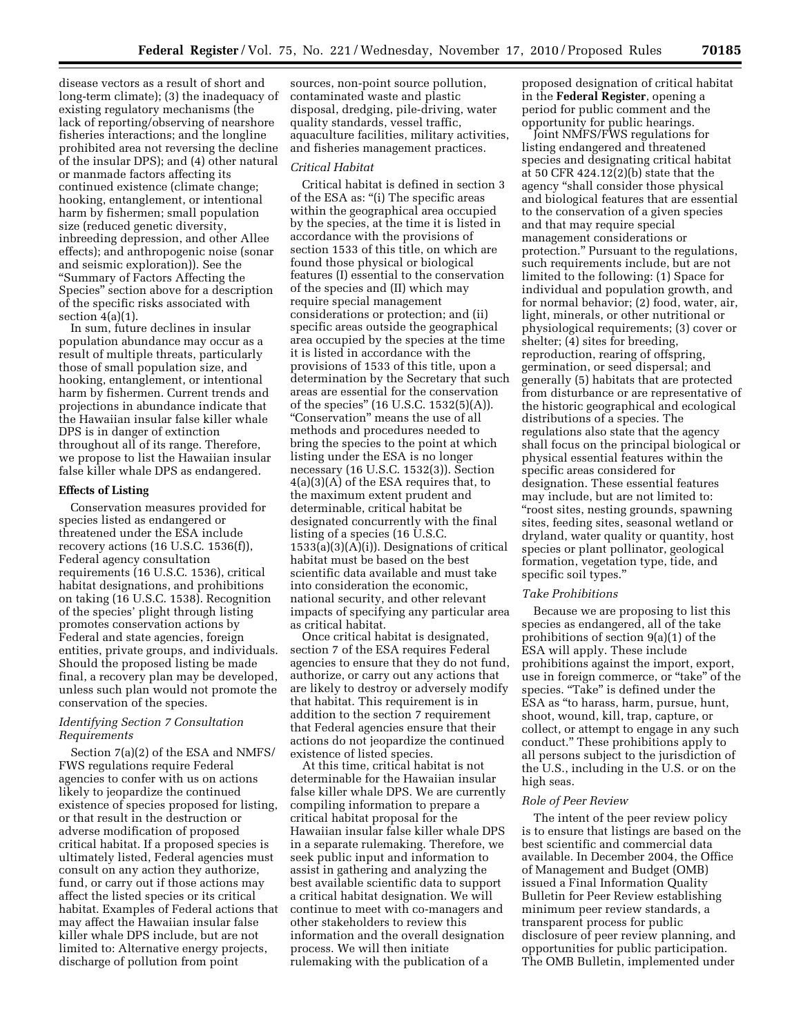disease vectors as a result of short and long-term climate); (3) the inadequacy of existing regulatory mechanisms (the lack of reporting/observing of nearshore fisheries interactions; and the longline prohibited area not reversing the decline of the insular DPS); and (4) other natural or manmade factors affecting its continued existence (climate change; hooking, entanglement, or intentional harm by fishermen; small population size (reduced genetic diversity, inbreeding depression, and other Allee effects); and anthropogenic noise (sonar and seismic exploration)). See the "Summary of Factors Affecting the Species" section above for a description of the specific risks associated with section 4(a)(1).

In sum, future declines in insular population abundance may occur as a result of multiple threats, particularly those of small population size, and hooking, entanglement, or intentional harm by fishermen. Current trends and projections in abundance indicate that the Hawaiian insular false killer whale DPS is in danger of extinction throughout all of its range. Therefore, we propose to list the Hawaiian insular false killer whale DPS as endangered.

## Effects of Listing

Conservation measures provided for species listed as endangered or threatened under the ESA include recovery actions (16 U.S.C. 1536(f)), Federal agency consultation requirements (16 U.S.C. 1536), critical habitat designations, and prohibitions on taking (16 U.S.C. 1538). Recognition of the species' plight through listing promotes conservation actions by Federal and state agencies, foreign entities, private groups, and individuals. Should the proposed listing be made final, a recovery plan may be developed, unless such plan would not promote the conservation of the species.

### *Identifying Section 7 Consultation Requirements*

Section 7(a)(2) of the ESA and NMFS/FWS regulations require Federal agencies to confer with us on actions likely to jeopardize the continued existence of species proposed for listing, or that result in the destruction or adverse modification of proposed critical habitat. If a proposed species is ultimately listed, Federal agencies must consult on any action they authorize, fund, or carry out if those actions may affect the listed species or its critical habitat. Examples of Federal actions that may affect the Hawaiian insular false killer whale DPS include, but are not limited to: Alternative energy projects, discharge of pollution from point sources, non-point source pollution, contaminated waste and plastic disposal, dredging, pile-driving, water quality standards, vessel traffic, aquaculture facilities, military activities, and fisheries management practices.

### *Critical Habitat*

Critical habitat is defined in section 3 of the ESA as: "(i) The specific areas within the geographical area occupied by the species, at the time it is listed in accordance with the provisions of section 1533 of this title, on which are found those physical or biological features (I) essential to the conservation of the species and (II) which may require special management considerations or protection; and (ii) specific areas outside the geographical area occupied by the species at the time it is listed in accordance with the provisions of 1533 of this title, upon a determination by the Secretary that such areas are essential for the conservation of the species" (16 U.S.C. 1532(5)(A)). "Conservation" means the use of all methods and procedures needed to bring the species to the point at which listing under the ESA is no longer necessary (16 U.S.C. 1532(3)). Section 4(a)(3)(A) of the ESA requires that, to the maximum extent prudent and determinable, critical habitat be designated concurrently with the final listing of a species (16 U.S.C. 1533(a)(3)(A)(i)). Designations of critical habitat must be based on the best scientific data available and must take into consideration the economic, national security, and other relevant impacts of specifying any particular area as critical habitat.

Once critical habitat is designated, section 7 of the ESA requires Federal agencies to ensure that they do not fund, authorize, or carry out any actions that are likely to destroy or adversely modify that habitat. This requirement is in addition to the section 7 requirement that Federal agencies ensure that their actions do not jeopardize the continued existence of listed species.

At this time, critical habitat is not determinable for the Hawaiian insular false killer whale DPS. We are currently compiling information to prepare a critical habitat proposal for the Hawaiian insular false killer whale DPS in a separate rulemaking. Therefore, we seek public input and information to assist in gathering and analyzing the best available scientific data to support a critical habitat designation. We will continue to meet with co-managers and other stakeholders to review this information and the overall designation process. We will then initiate rulemaking with the publication of a proposed designation of critical habitat in the **Federal Register**, opening a period for public comment and the opportunity for public hearings.

Joint NMFS/FWS regulations for listing endangered and threatened species and designating critical habitat at 50 CFR 424.12(2)(b) state that the agency "shall consider those physical and biological features that are essential to the conservation of a given species and that may require special management considerations or protection." Pursuant to the regulations, such requirements include, but are not limited to the following: (1) Space for individual and population growth, and for normal behavior; (2) food, water, air, light, minerals, or other nutritional or physiological requirements; (3) cover or shelter; (4) sites for breeding, reproduction, rearing of offspring, germination, or seed dispersal; and generally (5) habitats that are protected from disturbance or are representative of the historic geographical and ecological distributions of a species. The regulations also state that the agency shall focus on the principal biological or physical essential features within the specific areas considered for designation. These essential features may include, but are not limited to: "roost sites, nesting grounds, spawning sites, feeding sites, seasonal wetland or dryland, water quality or quantity, host species or plant pollinator, geological formation, vegetation type, tide, and specific soil types."

### *Take Prohibitions*

Because we are proposing to list this species as endangered, all of the take prohibitions of section 9(a)(1) of the ESA will apply. These include prohibitions against the import, export, use in foreign commerce, or "take" of the species. "Take" is defined under the ESA as "to harass, harm, pursue, hunt, shoot, wound, kill, trap, capture, or collect, or attempt to engage in any such conduct." These prohibitions apply to all persons subject to the jurisdiction of the U.S., including in the U.S. or on the high seas.

### *Role of Peer Review*

The intent of the peer review policy is to ensure that listings are based on the best scientific and commercial data available. In December 2004, the Office of Management and Budget (OMB) issued a Final Information Quality Bulletin for Peer Review establishing minimum peer review standards, a transparent process for public disclosure of peer review planning, and opportunities for public participation. The OMB Bulletin, implemented under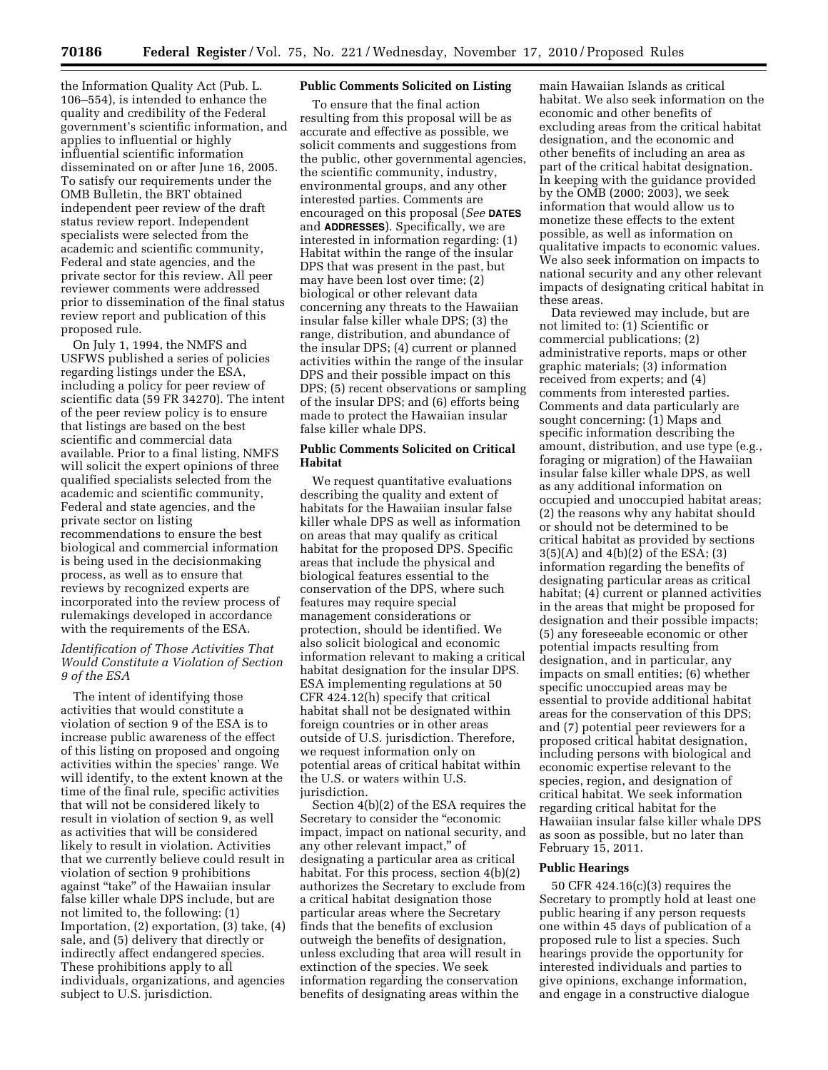the Information Quality Act (Pub. L. 106–554), is intended to enhance the quality and credibility of the Federal government's scientific information, and applies to influential or highly influential scientific information disseminated on or after June 16, 2005. To satisfy our requirements under the OMB Bulletin, the BRT obtained independent peer review of the draft status review report. Independent specialists were selected from the academic and scientific community, Federal and state agencies, and the private sector for this review. All peer reviewer comments were addressed prior to dissemination of the final status review report and publication of this proposed rule.

On July 1, 1994, the NMFS and USFWS published a series of policies regarding listings under the ESA, including a policy for peer review of scientific data (59 FR 34270). The intent of the peer review policy is to ensure that listings are based on the best scientific and commercial data available. Prior to a final listing, NMFS will solicit the expert opinions of three qualified specialists selected from the academic and scientific community, Federal and state agencies, and the private sector on listing recommendations to ensure the best biological and commercial information is being used in the decisionmaking process, as well as to ensure that reviews by recognized experts are incorporated into the review process of rulemakings developed in accordance with the requirements of the ESA.

### *Identification of Those Activities That Would Constitute a Violation of Section 9 of the ESA*

The intent of identifying those activities that would constitute a violation of section 9 of the ESA is to increase public awareness of the effect of this listing on proposed and ongoing activities within the species' range. We will identify, to the extent known at the time of the final rule, specific activities that will not be considered likely to result in violation of section 9, as well as activities that will be considered likely to result in violation. Activities that we currently believe could result in violation of section 9 prohibitions against "take" of the Hawaiian insular false killer whale DPS include, but are not limited to, the following: (1) Importation, (2) exportation, (3) take, (4) sale, and (5) delivery that directly or indirectly affect endangered species. These prohibitions apply to all individuals, organizations, and agencies subject to U.S. jurisdiction.

### Public Comments Solicited on Listing

To ensure that the final action resulting from this proposal will be as accurate and effective as possible, we solicit comments and suggestions from the public, other governmental agencies, the scientific community, industry, environmental groups, and any other interested parties. Comments are encouraged on this proposal (*See* **DATES** and **ADDRESSES**). Specifically, we are interested in information regarding: (1) Habitat within the range of the insular DPS that was present in the past, but may have been lost over time; (2) biological or other relevant data concerning any threats to the Hawaiian insular false killer whale DPS; (3) the range, distribution, and abundance of the insular DPS; (4) current or planned activities within the range of the insular DPS and their possible impact on this DPS; (5) recent observations or sampling of the insular DPS; and (6) efforts being made to protect the Hawaiian insular false killer whale DPS.

### Public Comments Solicited on Critical Habitat

We request quantitative evaluations describing the quality and extent of habitats for the Hawaiian insular false killer whale DPS as well as information on areas that may qualify as critical habitat for the proposed DPS. Specific areas that include the physical and biological features essential to the conservation of the DPS, where such features may require special management considerations or protection, should be identified. We also solicit biological and economic information relevant to making a critical habitat designation for the insular DPS. ESA implementing regulations at 50 CFR 424.12(h) specify that critical habitat shall not be designated within foreign countries or in other areas outside of U.S. jurisdiction. Therefore, we request information only on potential areas of critical habitat within the U.S. or waters within U.S. jurisdiction.

Section 4(b)(2) of the ESA requires the Secretary to consider the "economic impact, impact on national security, and any other relevant impact," of designating a particular area as critical habitat. For this process, section 4(b)(2) authorizes the Secretary to exclude from a critical habitat designation those particular areas where the Secretary finds that the benefits of exclusion outweigh the benefits of designation, unless excluding that area will result in extinction of the species. We seek information regarding the conservation benefits of designating areas within the main Hawaiian Islands as critical habitat. We also seek information on the economic and other benefits of excluding areas from the critical habitat designation, and the economic and other benefits of including an area as part of the critical habitat designation. In keeping with the guidance provided by the OMB (2000; 2003), we seek information that would allow us to monetize these effects to the extent possible, as well as information on qualitative impacts to economic values. We also seek information on impacts to national security and any other relevant impacts of designating critical habitat in these areas.

Data reviewed may include, but are not limited to: (1) Scientific or commercial publications; (2) administrative reports, maps or other graphic materials; (3) information received from experts; and (4) comments from interested parties. Comments and data particularly are sought concerning: (1) Maps and specific information describing the amount, distribution, and use type (e.g., foraging or migration) of the Hawaiian insular false killer whale DPS, as well as any additional information on occupied and unoccupied habitat areas; (2) the reasons why any habitat should or should not be determined to be critical habitat as provided by sections 3(5)(A) and 4(b)(2) of the ESA; (3) information regarding the benefits of designating particular areas as critical habitat; (4) current or planned activities in the areas that might be proposed for designation and their possible impacts; (5) any foreseeable economic or other potential impacts resulting from designation, and in particular, any impacts on small entities; (6) whether specific unoccupied areas may be essential to provide additional habitat areas for the conservation of this DPS; and (7) potential peer reviewers for a proposed critical habitat designation, including persons with biological and economic expertise relevant to the species, region, and designation of critical habitat. We seek information regarding critical habitat for the Hawaiian insular false killer whale DPS as soon as possible, but no later than February 15, 2011.

### Public Hearings

50 CFR 424.16(c)(3) requires the Secretary to promptly hold at least one public hearing if any person requests one within 45 days of publication of a proposed rule to list a species. Such hearings provide the opportunity for interested individuals and parties to give opinions, exchange information, and engage in a constructive dialogue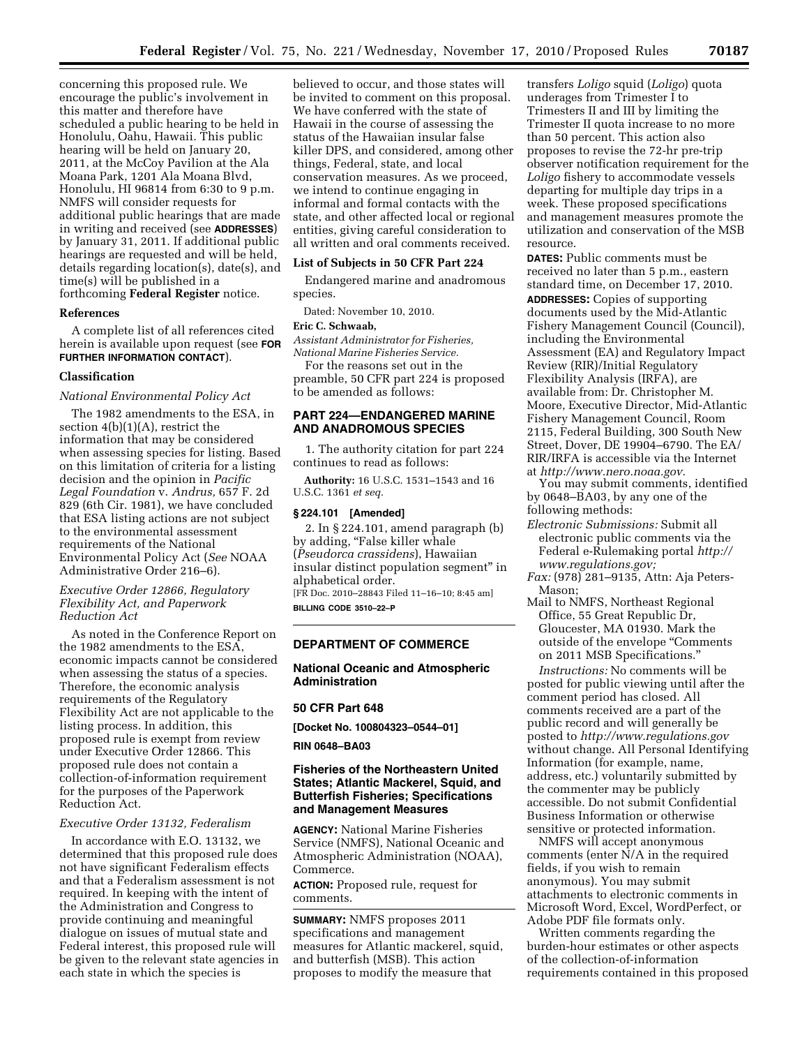concerning this proposed rule. We encourage the public's involvement in this matter and therefore have scheduled a public hearing to be held in Honolulu, Oahu, Hawaii. This public hearing will be held on January 20, 2011, at the McCoy Pavilion at the Ala Moana Park, 1201 Ala Moana Blvd, Honolulu, HI 96814 from 6:30 to 9 p.m. NMFS will consider requests for additional public hearings that are made in writing and received (see **ADDRESSES**) by January 31, 2011. If additional public hearings are requested and will be held, details regarding location(s), date(s), and time(s) will be published in a forthcoming **Federal Register** notice.

## References

A complete list of all references cited herein is available upon request (see **FOR FURTHER INFORMATION CONTACT**).

## Classification

### *National Environmental Policy Act*

The 1982 amendments to the ESA, in section 4(b)(1)(A), restrict the information that may be considered when assessing species for listing. Based on this limitation of criteria for a listing decision and the opinion in *Pacific Legal Foundation* v. *Andrus,* 657 F. 2d 829 (6th Cir. 1981), we have concluded that ESA listing actions are not subject to the environmental assessment requirements of the National Environmental Policy Act (*See* NOAA Administrative Order 216–6).

### *Executive Order 12866, Regulatory Flexibility Act, and Paperwork Reduction Act*

As noted in the Conference Report on the 1982 amendments to the ESA, economic impacts cannot be considered when assessing the status of a species. Therefore, the economic analysis requirements of the Regulatory Flexibility Act are not applicable to the listing process. In addition, this proposed rule is exempt from review under Executive Order 12866. This proposed rule does not contain a collection-of-information requirement for the purposes of the Paperwork Reduction Act.

### *Executive Order 13132, Federalism*

In accordance with E.O. 13132, we determined that this proposed rule does not have significant Federalism effects and that a Federalism assessment is not required. In keeping with the intent of the Administration and Congress to provide continuing and meaningful dialogue on issues of mutual state and Federal interest, this proposed rule will be given to the relevant state agencies in each state in which the species is believed to occur, and those states will be invited to comment on this proposal. We have conferred with the state of Hawaii in the course of assessing the status of the Hawaiian insular false killer DPS, and considered, among other things, Federal, state, and local conservation measures. As we proceed, we intend to continue engaging in informal and formal contacts with the state, and other affected local or regional entities, giving careful consideration to all written and oral comments received.

## List of Subjects in 50 CFR Part 224

Endangered marine and anadromous species.

Dated: November 10, 2010.

**Eric C. Schwaab,**

*Assistant Administrator for Fisheries, National Marine Fisheries Service.*

For the reasons set out in the preamble, 50 CFR part 224 is proposed to be amended as follows:

## PART 224—ENDANGERED MARINE AND ANADROMOUS SPECIES

1. The authority citation for part 224 continues to read as follows:

**Authority:** 16 U.S.C. 1531–1543 and 16 U.S.C. 1361 *et seq.*

### § 224.101 [Amended]

2. In § 224.101, amend paragraph (b) by adding, "False killer whale (*Pseudorca crassidens*), Hawaiian insular distinct population segment" in alphabetical order.

[FR Doc. 2010–28843 Filed 11–16–10; 8:45 am]

**BILLING CODE 3510–22–P**

---

# DEPARTMENT OF COMMERCE

## National Oceanic and Atmospheric Administration

### 50 CFR Part 648

**[Docket No. 100804323–0544–01]**

**RIN 0648–BA03**

## Fisheries of the Northeastern United States; Atlantic Mackerel, Squid, and Butterfish Fisheries; Specifications and Management Measures

**AGENCY:** National Marine Fisheries Service (NMFS), National Oceanic and Atmospheric Administration (NOAA), Commerce.

**ACTION:** Proposed rule, request for comments.

**SUMMARY:** NMFS proposes 2011 specifications and management measures for Atlantic mackerel, squid, and butterfish (MSB). This action proposes to modify the measure that transfers *Loligo* squid (*Loligo*) quota underages from Trimester I to Trimesters II and III by limiting the Trimester II quota increase to no more than 50 percent. This action also proposes to revise the 72-hr pre-trip observer notification requirement for the *Loligo* fishery to accommodate vessels departing for multiple day trips in a week. These proposed specifications and management measures promote the utilization and conservation of the MSB resource.

**DATES:** Public comments must be received no later than 5 p.m., eastern standard time, on December 17, 2010.

**ADDRESSES:** Copies of supporting documents used by the Mid-Atlantic Fishery Management Council (Council), including the Environmental Assessment (EA) and Regulatory Impact Review (RIR)/Initial Regulatory Flexibility Analysis (IRFA), are available from: Dr. Christopher M. Moore, Executive Director, Mid-Atlantic Fishery Management Council, Room 2115, Federal Building, 300 South New Street, Dover, DE 19904–6790. The EA/RIR/IRFA is accessible via the Internet at *http://www.nero.noaa.gov.*

You may submit comments, identified by 0648–BA03, by any one of the following methods:

- *Electronic Submissions:* Submit all electronic public comments via the Federal e-Rulemaking portal *http://www.regulations.gov;*
- *Fax:* (978) 281–9135, Attn: Aja Peters-Mason;
- Mail to NMFS, Northeast Regional Office, 55 Great Republic Dr, Gloucester, MA 01930. Mark the outside of the envelope "Comments on 2011 MSB Specifications."

*Instructions:* No comments will be posted for public viewing until after the comment period has closed. All comments received are a part of the public record and will generally be posted to *http://www.regulations.gov* without change. All Personal Identifying Information (for example, name, address, etc.) voluntarily submitted by the commenter may be publicly accessible. Do not submit Confidential Business Information or otherwise sensitive or protected information.

NMFS will accept anonymous comments (enter N/A in the required fields, if you wish to remain anonymous). You may submit attachments to electronic comments in Microsoft Word, Excel, WordPerfect, or Adobe PDF file formats only.

Written comments regarding the burden-hour estimates or other aspects of the collection-of-information requirements contained in this proposed